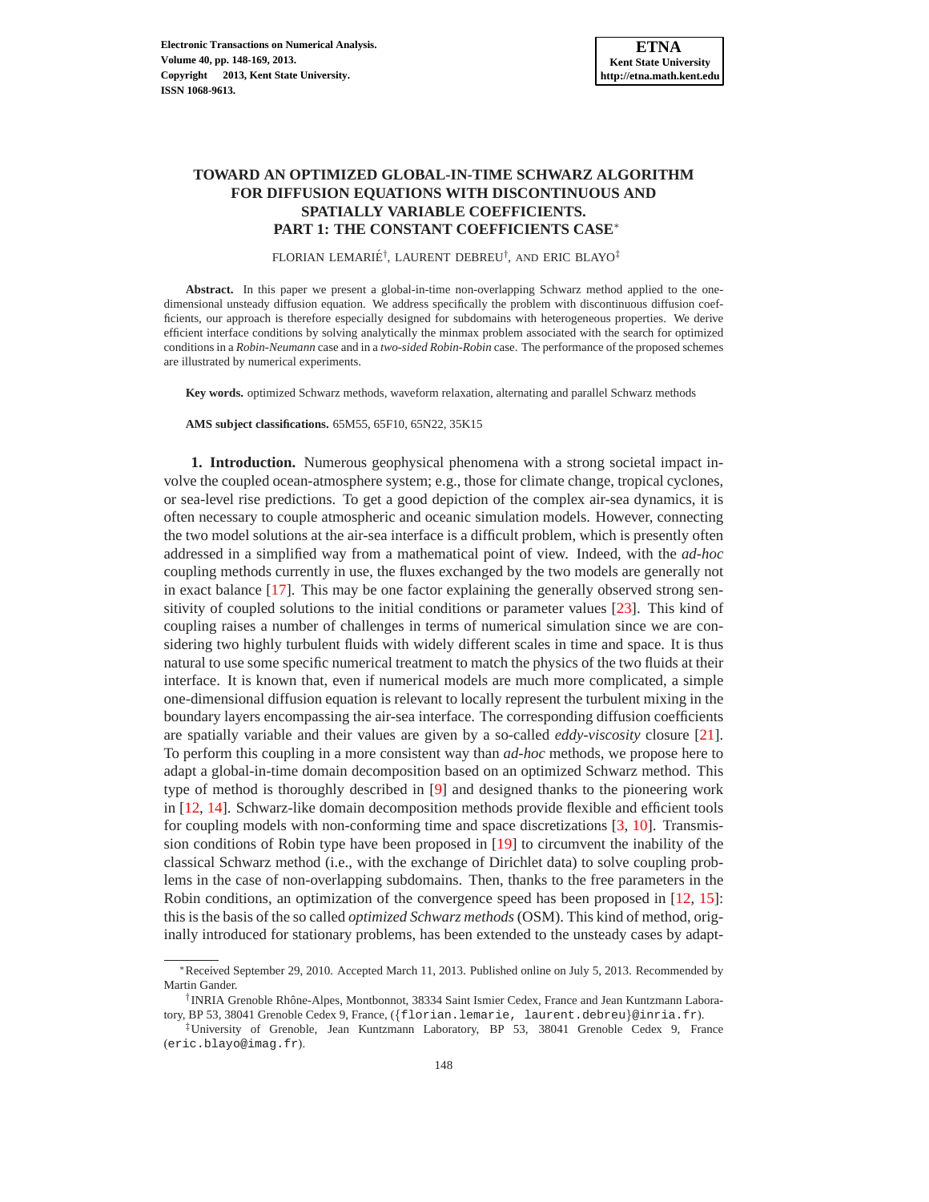# TOWARD AN OPTIMIZED GLOBAL-IN-TIME SCHWARZ ALGORITHM FOR DIFFUSION EQUATIONS WITH DISCONTINUOUS AND SPATIALLY VARIABLE COEFFICIENTS. PART 1: THE CONSTANT COEFFICIENTS CASE*

FLORIAN LEMARIÉ†, LAURENT DEBREU†, AND ERIC BLAYO‡

**Abstract.** In this paper we present a global-in-time non-overlapping Schwarz method applied to the one-dimensional unsteady diffusion equation. We address specifically the problem with discontinuous diffusion coefficients, our approach is therefore especially designed for subdomains with heterogeneous properties. We derive efficient interface conditions by solving analytically the minmax problem associated with the search for optimized conditions in a *Robin-Neumann* case and in a *two-sided Robin-Robin* case. The performance of the proposed schemes are illustrated by numerical experiments.

**Key words.** optimized Schwarz methods, waveform relaxation, alternating and parallel Schwarz methods

**AMS subject classifications.** 65M55, 65F10, 65N22, 35K15

## 1. Introduction.

Numerous geophysical phenomena with a strong societal impact involve the coupled ocean-atmosphere system; e.g., those for climate change, tropical cyclones, or sea-level rise predictions. To get a good depiction of the complex air-sea dynamics, it is often necessary to couple atmospheric and oceanic simulation models. However, connecting the two model solutions at the air-sea interface is a difficult problem, which is presently often addressed in a simplified way from a mathematical point of view. Indeed, with the *ad-hoc* coupling methods currently in use, the fluxes exchanged by the two models are generally not in exact balance [17]. This may be one factor explaining the generally observed strong sensitivity of coupled solutions to the initial conditions or parameter values [23]. This kind of coupling raises a number of challenges in terms of numerical simulation since we are considering two highly turbulent fluids with widely different scales in time and space. It is thus natural to use some specific numerical treatment to match the physics of the two fluids at their interface. It is known that, even if numerical models are much more complicated, a simple one-dimensional diffusion equation is relevant to locally represent the turbulent mixing in the boundary layers encompassing the air-sea interface. The corresponding diffusion coefficients are spatially variable and their values are given by a so-called *eddy-viscosity* closure [21]. To perform this coupling in a more consistent way than *ad-hoc* methods, we propose here to adapt a global-in-time domain decomposition based on an optimized Schwarz method. This type of method is thoroughly described in [9] and designed thanks to the pioneering work in [12, 14]. Schwarz-like domain decomposition methods provide flexible and efficient tools for coupling models with non-conforming time and space discretizations [3, 10]. Transmission conditions of Robin type have been proposed in [19] to circumvent the inability of the classical Schwarz method (i.e., with the exchange of Dirichlet data) to solve coupling problems in the case of non-overlapping subdomains. Then, thanks to the free parameters in the Robin conditions, an optimization of the convergence speed has been proposed in [12, 15]: this is the basis of the so called *optimized Schwarz methods* (OSM). This kind of method, originally introduced for stationary problems, has been extended to the unsteady cases by adapt-

---

*Received September 29, 2010. Accepted March 11, 2013. Published online on July 5, 2013. Recommended by Martin Gander.

†INRIA Grenoble Rhône-Alpes, Montbonnot, 38334 Saint Ismier Cedex, France and Jean Kuntzmann Laboratory, BP 53, 38041 Grenoble Cedex 9, France, ({florian.lemarie, laurent.debreu}@inria.fr).

‡University of Grenoble, Jean Kuntzmann Laboratory, BP 53, 38041 Grenoble Cedex 9, France (eric.blayo@imag.fr).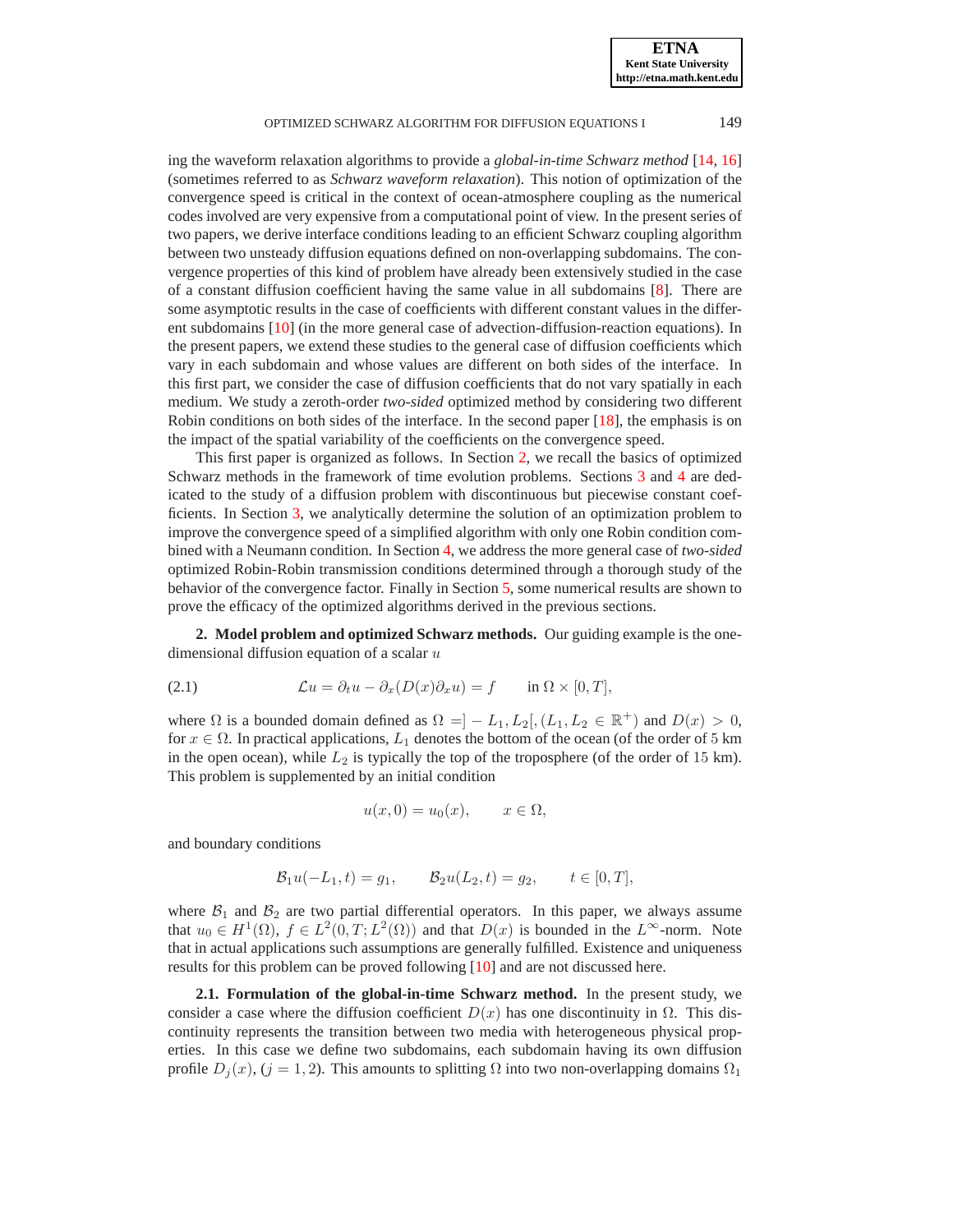ing the waveform relaxation algorithms to provide a *global-in-time Schwarz method* [14, 16] (sometimes referred to as *Schwarz waveform relaxation*). This notion of optimization of the convergence speed is critical in the context of ocean-atmosphere coupling as the numerical codes involved are very expensive from a computational point of view. In the present series of two papers, we derive interface conditions leading to an efficient Schwarz coupling algorithm between two unsteady diffusion equations defined on non-overlapping subdomains. The convergence properties of this kind of problem have already been extensively studied in the case of a constant diffusion coefficient having the same value in all subdomains [8]. There are some asymptotic results in the case of coefficients with different constant values in the different subdomains [10] (in the more general case of advection-diffusion-reaction equations). In the present papers, we extend these studies to the general case of diffusion coefficients which vary in each subdomain and whose values are different on both sides of the interface. In this first part, we consider the case of diffusion coefficients that do not vary spatially in each medium. We study a zeroth-order *two-sided* optimized method by considering two different Robin conditions on both sides of the interface. In the second paper [18], the emphasis is on the impact of the spatial variability of the coefficients on the convergence speed.

This first paper is organized as follows. In Section 2, we recall the basics of optimized Schwarz methods in the framework of time evolution problems. Sections 3 and 4 are dedicated to the study of a diffusion problem with discontinuous but piecewise constant coefficients. In Section 3, we analytically determine the solution of an optimization problem to improve the convergence speed of a simplified algorithm with only one Robin condition combined with a Neumann condition. In Section 4, we address the more general case of *two-sided* optimized Robin-Robin transmission conditions determined through a thorough study of the behavior of the convergence factor. Finally in Section 5, some numerical results are shown to prove the efficacy of the optimized algorithms derived in the previous sections.

## 2. Model problem and optimized Schwarz methods.

Our guiding example is the one-dimensional diffusion equation of a scalar $u$

$$\mathcal{L}u = \partial_t u - \partial_x (D(x)\partial_x u) = f \qquad \text{in } \Omega \times [0,T], \tag{2.1}$$

where $\Omega$ is a bounded domain defined as $\Omega = ]-L_1, L_2[, (L_1, L_2 \in \mathbb{R}^+)$ and $D(x) > 0$, for $x \in \Omega$. In practical applications, $L_1$ denotes the bottom of the ocean (of the order of 5 km in the open ocean), while $L_2$ is typically the top of the troposphere (of the order of 15 km). This problem is supplemented by an initial condition

$$u(x,0) = u_0(x), \qquad x \in \Omega,$$

and boundary conditions

$$\mathcal{B}_1 u(-L_1, t) = g_1, \qquad \mathcal{B}_2 u(L_2, t) = g_2, \qquad t \in [0,T],$$

where $\mathcal{B}_1$ and $\mathcal{B}_2$ are two partial differential operators. In this paper, we always assume that $u_0 \in H^1(\Omega)$, $f \in L^2(0,T;L^2(\Omega))$ and that $D(x)$ is bounded in the $L^\infty$-norm. Note that in actual applications such assumptions are generally fulfilled. Existence and uniqueness results for this problem can be proved following [10] and are not discussed here.

### 2.1. Formulation of the global-in-time Schwarz method.

In the present study, we consider a case where the diffusion coefficient $D(x)$ has one discontinuity in $\Omega$. This discontinuity represents the transition between two media with heterogeneous physical properties. In this case we define two subdomains, each subdomain having its own diffusion profile $D_j(x)$, $(j = 1,2)$. This amounts to splitting $\Omega$ into two non-overlapping domains $\Omega_1$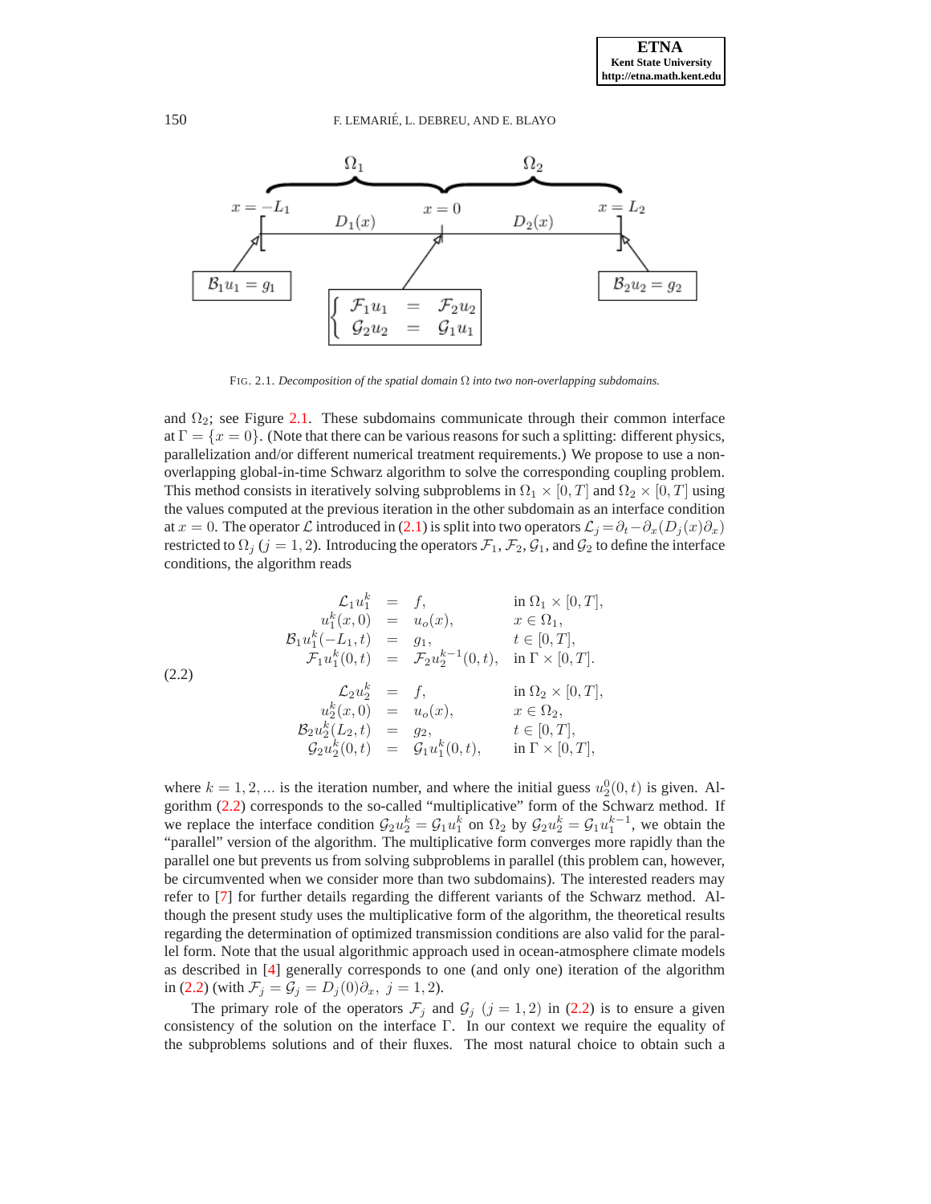$\Omega_1$

$\Omega_2$

$x = -L_1$

$x = 0$

$x = L_2$

$D_1(x)$

$D_2(x)$

$\mathcal{B}_1 u_1 = g_1$

$\mathcal{F}_1 u_1 = \mathcal{F}_2 u_2$

$\mathcal{G}_2 u_2 = \mathcal{G}_1 u_1$

$\mathcal{B}_2 u_2 = g_2$

FIG. 2.1. *Decomposition of the spatial domain $\Omega$ into two non-overlapping subdomains.*

and $\Omega_2$; see Figure 2.1. These subdomains communicate through their common interface at $\Gamma = \{x = 0\}$. (Note that there can be various reasons for such a splitting: different physics, parallelization and/or different numerical treatment requirements.) We propose to use a non-overlapping global-in-time Schwarz algorithm to solve the corresponding coupling problem. This method consists in iteratively solving subproblems in $\Omega_1 \times [0, T]$ and $\Omega_2 \times [0, T]$ using the values computed at the previous iteration in the other subdomain as an interface condition at $x = 0$. The operator $\mathcal{L}$ introduced in (2.1) is split into two operators $\mathcal{L}_j = \partial_t - \partial_x(D_j(x)\partial_x)$ restricted to $\Omega_j$ $(j = 1, 2)$. Introducing the operators $\mathcal{F}_1$, $\mathcal{F}_2$, $\mathcal{G}_1$, and $\mathcal{G}_2$ to define the interface conditions, the algorithm reads

$$
\begin{array}{rcll}
\mathcal{L}_1 u_1^k &=& f, & \text{in } \Omega_1 \times [0, T], \\
u_1^k(x, 0) &=& u_o(x), & x \in \Omega_1, \\
\mathcal{B}_1 u_1^k(-L_1, t) &=& g_1, & t \in [0, T], \\
\mathcal{F}_1 u_1^k(0, t) &=& \mathcal{F}_2 u_2^{k-1}(0, t), & \text{in } \Gamma \times [0, T]. \\
\mathcal{L}_2 u_2^k &=& f, & \text{in } \Omega_2 \times [0, T], \\
u_2^k(x, 0) &=& u_o(x), & x \in \Omega_2, \\
\mathcal{B}_2 u_2^k(L_2, t) &=& g_2, & t \in [0, T], \\
\mathcal{G}_2 u_2^k(0, t) &=& \mathcal{G}_1 u_1^k(0, t), & \text{in } \Gamma \times [0, T],
\end{array}
\tag{2.2}
$$

where $k = 1, 2, ...$ is the iteration number, and where the initial guess $u_2^0(0, t)$ is given. Algorithm (2.2) corresponds to the so-called "multiplicative" form of the Schwarz method. If we replace the interface condition $\mathcal{G}_2 u_2^k = \mathcal{G}_1 u_1^k$ on $\Omega_2$ by $\mathcal{G}_2 u_2^k = \mathcal{G}_1 u_1^{k-1}$, we obtain the "parallel" version of the algorithm. The multiplicative form converges more rapidly than the parallel one but prevents us from solving subproblems in parallel (this problem can, however, be circumvented when we consider more than two subdomains). The interested readers may refer to [7] for further details regarding the different variants of the Schwarz method. Although the present study uses the multiplicative form of the algorithm, the theoretical results regarding the determination of optimized transmission conditions are also valid for the parallel form. Note that the usual algorithmic approach used in ocean-atmosphere climate models as described in [4] generally corresponds to one (and only one) iteration of the algorithm in (2.2) (with $\mathcal{F}_j = \mathcal{G}_j = D_j(0)\partial_x$, $j = 1, 2$).

The primary role of the operators $\mathcal{F}_j$ and $\mathcal{G}_j$ $(j = 1, 2)$ in (2.2) is to ensure a given consistency of the solution on the interface $\Gamma$. In our context we require the equality of the subproblems solutions and of their fluxes. The most natural choice to obtain such a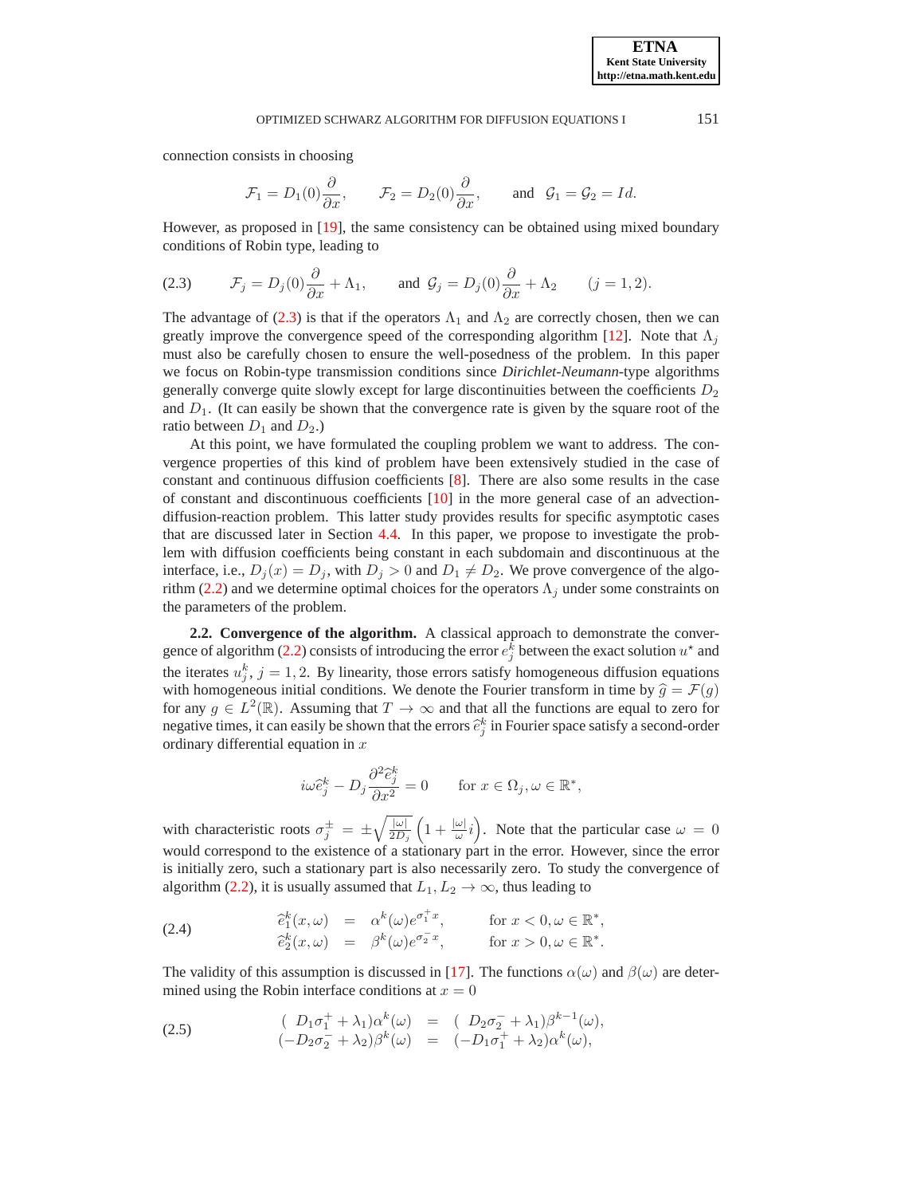connection consists in choosing

$$\mathcal{F}_1 = D_1(0)\frac{\partial}{\partial x}, \qquad \mathcal{F}_2 = D_2(0)\frac{\partial}{\partial x}, \qquad \text{and} \quad \mathcal{G}_1 = \mathcal{G}_2 = Id.$$

However, as proposed in [19], the same consistency can be obtained using mixed boundary conditions of Robin type, leading to

$$\mathcal{F}_j = D_j(0)\frac{\partial}{\partial x} + \Lambda_1, \qquad \text{and} \;\; \mathcal{G}_j = D_j(0)\frac{\partial}{\partial x} + \Lambda_2 \qquad (j = 1, 2). \tag{2.3}$$

The advantage of (2.3) is that if the operators $\Lambda_1$ and $\Lambda_2$ are correctly chosen, then we can greatly improve the convergence speed of the corresponding algorithm [12]. Note that $\Lambda_j$ must also be carefully chosen to ensure the well-posedness of the problem. In this paper we focus on Robin-type transmission conditions since *Dirichlet-Neumann*-type algorithms generally converge quite slowly except for large discontinuities between the coefficients $D_2$ and $D_1$. (It can easily be shown that the convergence rate is given by the square root of the ratio between $D_1$ and $D_2$.)

At this point, we have formulated the coupling problem we want to address. The convergence properties of this kind of problem have been extensively studied in the case of constant and continuous diffusion coefficients [8]. There are also some results in the case of constant and discontinuous coefficients [10] in the more general case of an advection-diffusion-reaction problem. This latter study provides results for specific asymptotic cases that are discussed later in Section 4.4. In this paper, we propose to investigate the problem with diffusion coefficients being constant in each subdomain and discontinuous at the interface, i.e., $D_j(x) = D_j$, with $D_j > 0$ and $D_1 \neq D_2$. We prove convergence of the algorithm (2.2) and we determine optimal choices for the operators $\Lambda_j$ under some constraints on the parameters of the problem.

**2.2. Convergence of the algorithm.** A classical approach to demonstrate the convergence of algorithm (2.2) consists of introducing the error $e_j^k$ between the exact solution $u^\star$ and the iterates $u_j^k$, $j = 1, 2$. By linearity, those errors satisfy homogeneous diffusion equations with homogeneous initial conditions. We denote the Fourier transform in time by $\widehat{g} = \mathcal{F}(g)$ for any $g \in L^2(\mathbb{R})$. Assuming that $T \to \infty$ and that all the functions are equal to zero for negative times, it can easily be shown that the errors $\widehat{e}_j^k$ in Fourier space satisfy a second-order ordinary differential equation in $x$

$$i\omega \widehat{e}_j^k - D_j \frac{\partial^2 \widehat{e}_j^k}{\partial x^2} = 0 \qquad \text{for } x \in \Omega_j, \omega \in \mathbb{R}^*,$$

with characteristic roots $\sigma_j^\pm = \pm\sqrt{\frac{|\omega|}{2D_j}}\left(1 + \frac{|\omega|}{\omega}i\right)$. Note that the particular case $\omega = 0$ would correspond to the existence of a stationary part in the error. However, since the error is initially zero, such a stationary part is also necessarily zero. To study the convergence of algorithm (2.2), it is usually assumed that $L_1, L_2 \to \infty$, thus leading to

$$\begin{aligned} \widehat{e}_1^k(x,\omega) &= \alpha^k(\omega)e^{\sigma_1^+ x}, \qquad && \text{for } x < 0, \omega \in \mathbb{R}^*, \\ \widehat{e}_2^k(x,\omega) &= \beta^k(\omega)e^{\sigma_2^- x}, \qquad && \text{for } x > 0, \omega \in \mathbb{R}^*. \end{aligned} \tag{2.4}$$

The validity of this assumption is discussed in [17]. The functions $\alpha(\omega)$ and $\beta(\omega)$ are determined using the Robin interface conditions at $x = 0$

$$\begin{aligned} (\;\; D_1\sigma_1^+ + \lambda_1)\alpha^k(\omega) &= (\;\; D_2\sigma_2^- + \lambda_1)\beta^{k-1}(\omega), \\ (-D_2\sigma_2^- + \lambda_2)\beta^k(\omega) &= (-D_1\sigma_1^+ + \lambda_2)\alpha^k(\omega), \end{aligned} \tag{2.5}$$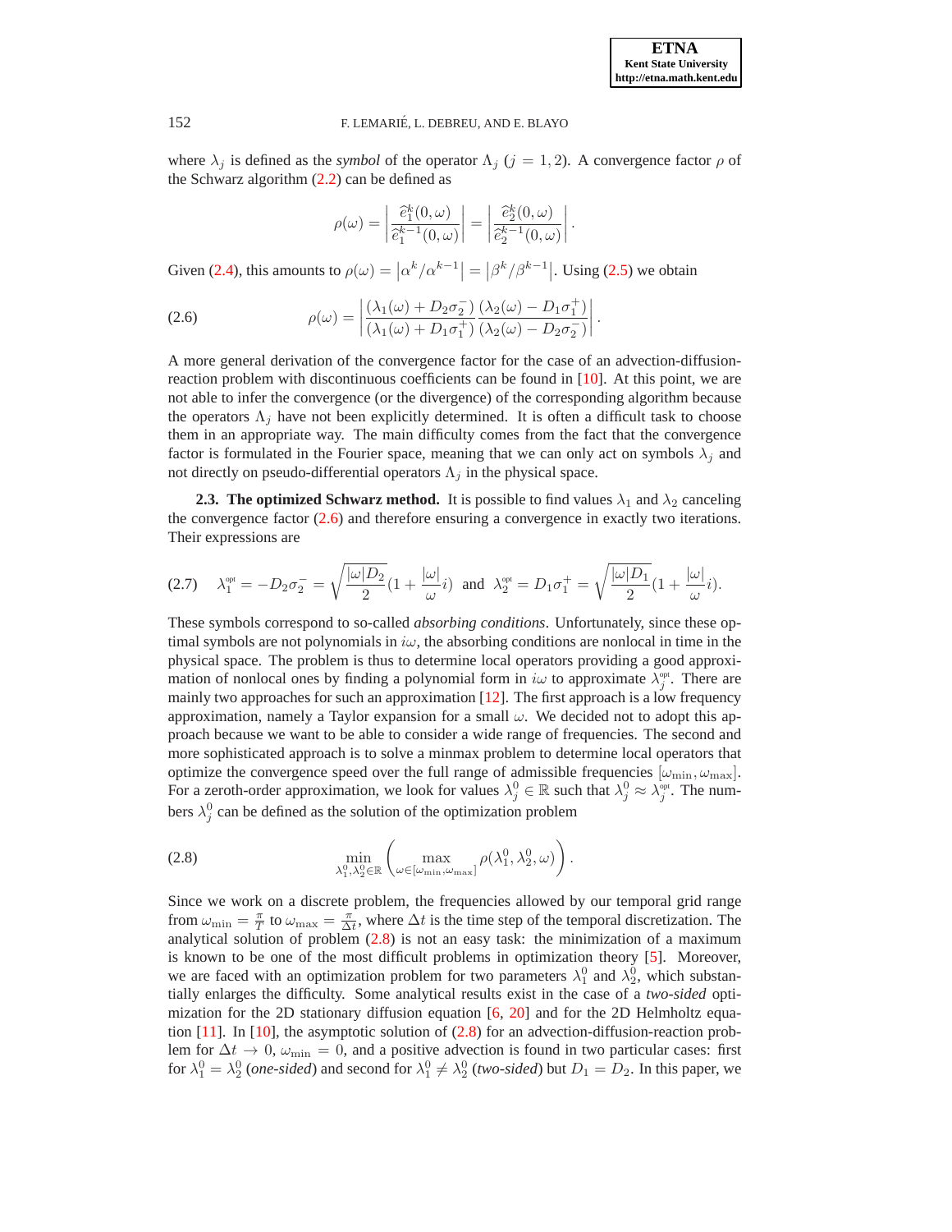where $\lambda_j$ is defined as the *symbol* of the operator $\Lambda_j$ $(j = 1, 2)$. A convergence factor $\rho$ of the Schwarz algorithm (2.2) can be defined as

$$\rho(\omega) = \left| \frac{\widehat{e}_1^k(0,\omega)}{\widehat{e}_1^{k-1}(0,\omega)} \right| = \left| \frac{\widehat{e}_2^k(0,\omega)}{\widehat{e}_2^{k-1}(0,\omega)} \right|.$$

Given (2.4), this amounts to $\rho(\omega) = \left|\alpha^k/\alpha^{k-1}\right| = \left|\beta^k/\beta^{k-1}\right|$. Using (2.5) we obtain

$$\rho(\omega) = \left| \frac{(\lambda_1(\omega) + D_2\sigma_2^-)}{(\lambda_1(\omega) + D_1\sigma_1^+)} \frac{(\lambda_2(\omega) - D_1\sigma_1^+)}{(\lambda_2(\omega) - D_2\sigma_2^-)} \right|. \tag{2.6}$$

A more general derivation of the convergence factor for the case of an advection-diffusion-reaction problem with discontinuous coefficients can be found in [10]. At this point, we are not able to infer the convergence (or the divergence) of the corresponding algorithm because the operators $\Lambda_j$ have not been explicitly determined. It is often a difficult task to choose them in an appropriate way. The main difficulty comes from the fact that the convergence factor is formulated in the Fourier space, meaning that we can only act on symbols $\lambda_j$ and not directly on pseudo-differential operators $\Lambda_j$ in the physical space.

**2.3. The optimized Schwarz method.** It is possible to find values $\lambda_1$ and $\lambda_2$ canceling the convergence factor (2.6) and therefore ensuring a convergence in exactly two iterations. Their expressions are

$$\lambda_1^{\text{opt}} = -D_2\sigma_2^- = \sqrt{\frac{|\omega|D_2}{2}}\left(1 + \frac{|\omega|}{\omega}i\right) \quad \text{and} \quad \lambda_2^{\text{opt}} = D_1\sigma_1^+ = \sqrt{\frac{|\omega|D_1}{2}}\left(1 + \frac{|\omega|}{\omega}i\right). \tag{2.7}$$

These symbols correspond to so-called *absorbing conditions*. Unfortunately, since these optimal symbols are not polynomials in $i\omega$, the absorbing conditions are nonlocal in time in the physical space. The problem is thus to determine local operators providing a good approximation of nonlocal ones by finding a polynomial form in $i\omega$ to approximate $\lambda_j^{\text{opt}}$. There are mainly two approaches for such an approximation [12]. The first approach is a low frequency approximation, namely a Taylor expansion for a small $\omega$. We decided not to adopt this approach because we want to be able to consider a wide range of frequencies. The second and more sophisticated approach is to solve a minmax problem to determine local operators that optimize the convergence speed over the full range of admissible frequencies $[\omega_{\min}, \omega_{\max}]$. For a zeroth-order approximation, we look for values $\lambda_j^0 \in \mathbb{R}$ such that $\lambda_j^0 \approx \lambda_j^{\text{opt}}$. The numbers $\lambda_j^0$ can be defined as the solution of the optimization problem

$$\min_{\lambda_1^0, \lambda_2^0 \in \mathbb{R}} \left( \max_{\omega \in [\omega_{\min}, \omega_{\max}]} \rho(\lambda_1^0, \lambda_2^0, \omega) \right). \tag{2.8}$$

Since we work on a discrete problem, the frequencies allowed by our temporal grid range from $\omega_{\min} = \frac{\pi}{T}$ to $\omega_{\max} = \frac{\pi}{\Delta t}$, where $\Delta t$ is the time step of the temporal discretization. The analytical solution of problem (2.8) is not an easy task: the minimization of a maximum is known to be one of the most difficult problems in optimization theory [5]. Moreover, we are faced with an optimization problem for two parameters $\lambda_1^0$ and $\lambda_2^0$, which substantially enlarges the difficulty. Some analytical results exist in the case of a *two-sided* optimization for the 2D stationary diffusion equation [6, 20] and for the 2D Helmholtz equation [11]. In [10], the asymptotic solution of (2.8) for an advection-diffusion-reaction problem for $\Delta t \to 0$, $\omega_{\min} = 0$, and a positive advection is found in two particular cases: first for $\lambda_1^0 = \lambda_2^0$ (*one-sided*) and second for $\lambda_1^0 \neq \lambda_2^0$ (*two-sided*) but $D_1 = D_2$. In this paper, we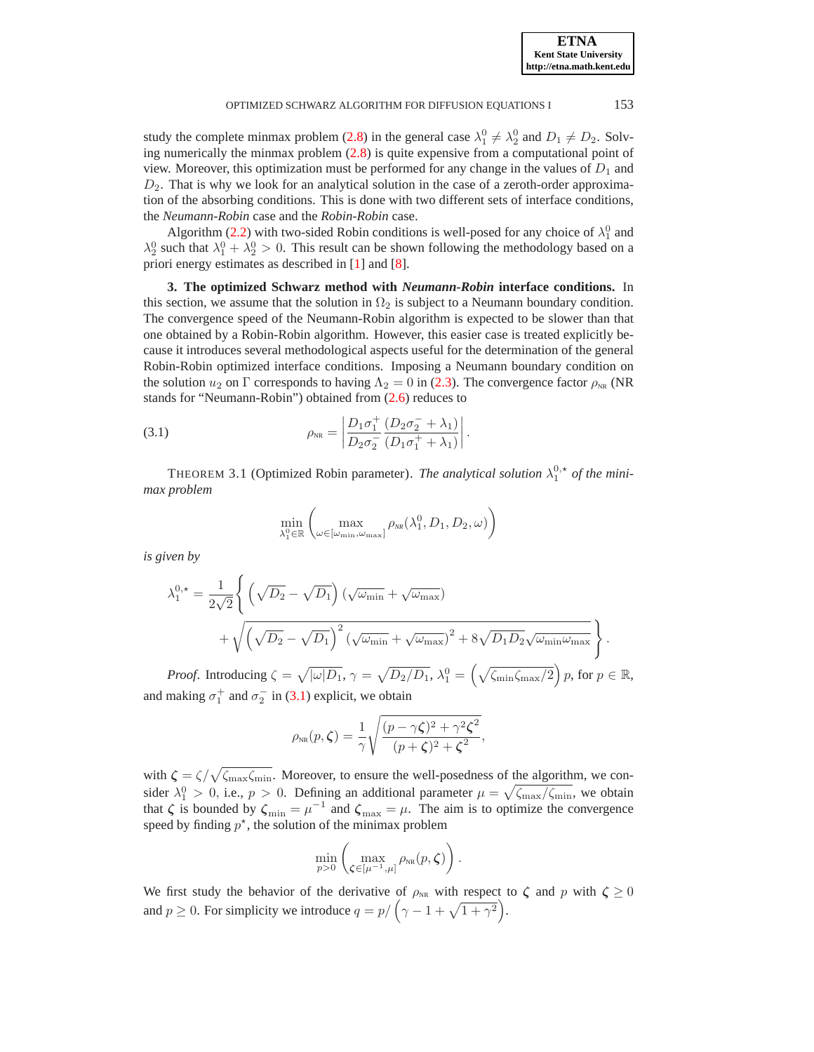study the complete minmax problem (2.8) in the general case $\lambda_1^0 \neq \lambda_2^0$ and $D_1 \neq D_2$. Solving numerically the minmax problem (2.8) is quite expensive from a computational point of view. Moreover, this optimization must be performed for any change in the values of $D_1$ and $D_2$. That is why we look for an analytical solution in the case of a zeroth-order approximation of the absorbing conditions. This is done with two different sets of interface conditions, the *Neumann-Robin* case and the *Robin-Robin* case.

Algorithm (2.2) with two-sided Robin conditions is well-posed for any choice of $\lambda_1^0$ and $\lambda_2^0$ such that $\lambda_1^0 + \lambda_2^0 > 0$. This result can be shown following the methodology based on a priori energy estimates as described in [1] and [8].

## 3. The optimized Schwarz method with *Neumann-Robin* interface conditions.

In this section, we assume that the solution in $\Omega_2$ is subject to a Neumann boundary condition. The convergence speed of the Neumann-Robin algorithm is expected to be slower than that one obtained by a Robin-Robin algorithm. However, this easier case is treated explicitly because it introduces several methodological aspects useful for the determination of the general Robin-Robin optimized interface conditions. Imposing a Neumann boundary condition on the solution $u_2$ on $\Gamma$ corresponds to having $\Lambda_2 = 0$ in (2.3). The convergence factor $\rho_{\text{NR}}$ (NR stands for "Neumann-Robin") obtained from (2.6) reduces to

$$\rho_{\text{NR}} = \left| \frac{D_1 \sigma_1^+}{D_2 \sigma_2^-} \frac{(D_2 \sigma_2^- + \lambda_1)}{(D_1 \sigma_1^+ + \lambda_1)} \right|. \tag{3.1}$$

THEOREM 3.1 (Optimized Robin parameter). *The analytical solution $\lambda_1^{0,\star}$ of the minimax problem*

$$\min_{\lambda_1^0 \in \mathbb{R}} \left( \max_{\omega \in [\omega_{\min}, \omega_{\max}]} \rho_{\text{NR}}(\lambda_1^0, D_1, D_2, \omega) \right)$$

*is given by*

$$\lambda_1^{0,\star} = \frac{1}{2\sqrt{2}} \Bigg\{ \left(\sqrt{D_2} - \sqrt{D_1}\right) \left(\sqrt{\omega_{\min}} + \sqrt{\omega_{\max}}\right) + \sqrt{\left(\sqrt{D_2} - \sqrt{D_1}\right)^2 \left(\sqrt{\omega_{\min}} + \sqrt{\omega_{\max}}\right)^2 + 8\sqrt{D_1 D_2}\sqrt{\omega_{\min}\omega_{\max}}} \Bigg\}.$$

*Proof*. Introducing $\zeta = \sqrt{|\omega| D_1}$, $\gamma = \sqrt{D_2/D_1}$, $\lambda_1^0 = \left(\sqrt{\zeta_{\min}\zeta_{\max}/2}\right) p$, for $p \in \mathbb{R}$, and making $\sigma_1^+$ and $\sigma_2^-$ in (3.1) explicit, we obtain

$$\rho_{\text{NR}}(p, \boldsymbol{\zeta}) = \frac{1}{\gamma} \sqrt{\frac{(p - \gamma \boldsymbol{\zeta})^2 + \gamma^2 \boldsymbol{\zeta}^2}{(p + \boldsymbol{\zeta})^2 + \boldsymbol{\zeta}^2}},$$

with $\boldsymbol{\zeta} = \zeta / \sqrt{\zeta_{\max}\zeta_{\min}}$. Moreover, to ensure the well-posedness of the algorithm, we consider $\lambda_1^0 > 0$, i.e., $p > 0$. Defining an additional parameter $\mu = \sqrt{\zeta_{\max}/\zeta_{\min}}$, we obtain that $\boldsymbol{\zeta}$ is bounded by $\boldsymbol{\zeta}_{\min} = \mu^{-1}$ and $\boldsymbol{\zeta}_{\max} = \mu$. The aim is to optimize the convergence speed by finding $p^\star$, the solution of the minimax problem

$$\min_{p > 0} \left( \max_{\boldsymbol{\zeta} \in [\mu^{-1}, \mu]} \rho_{\text{NR}}(p, \boldsymbol{\zeta}) \right).$$

We first study the behavior of the derivative of $\rho_{\text{NR}}$ with respect to $\boldsymbol{\zeta}$ and $p$ with $\boldsymbol{\zeta} \geq 0$ and $p \geq 0$. For simplicity we introduce $q = p / \left(\gamma - 1 + \sqrt{1 + \gamma^2}\right)$.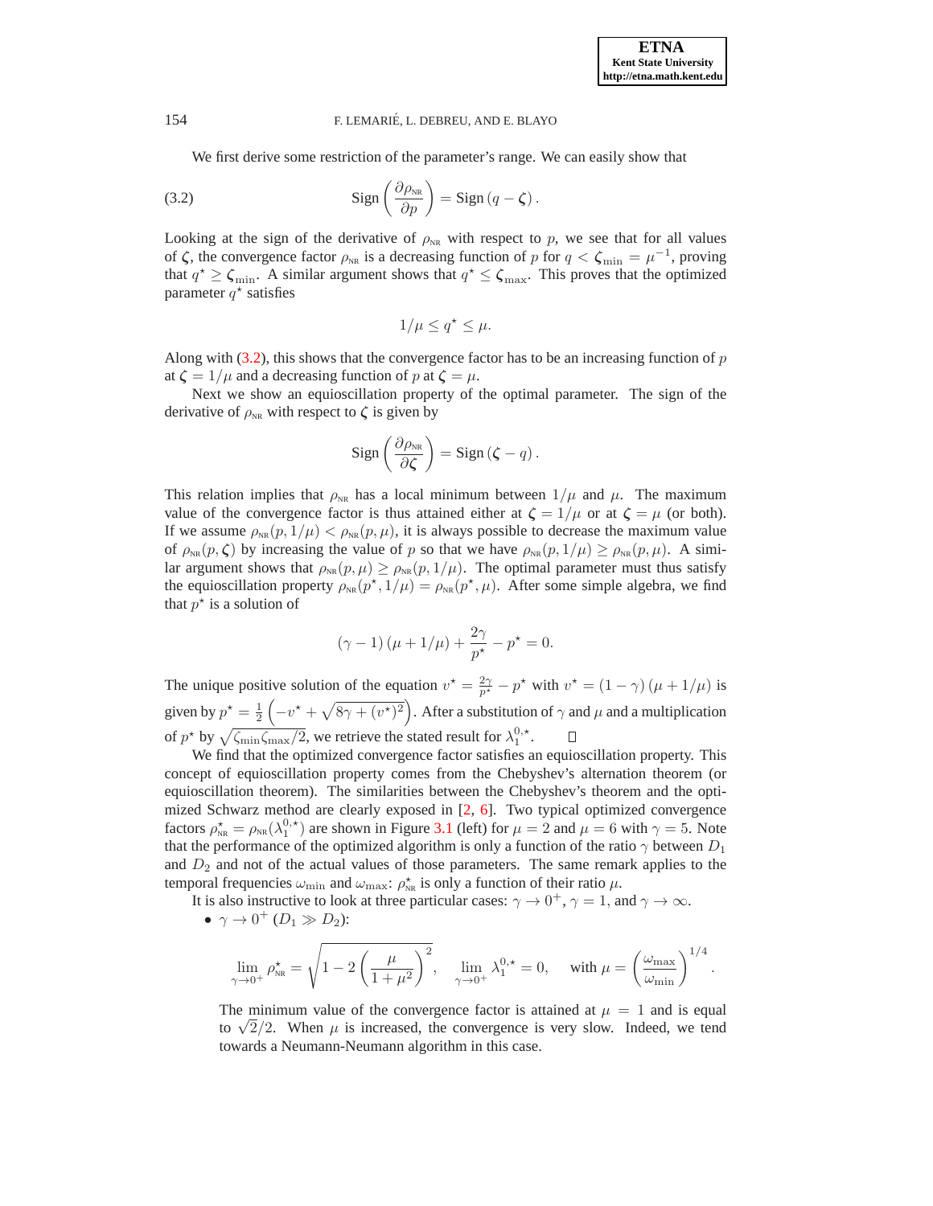We first derive some restriction of the parameter's range. We can easily show that

$$\text{Sign}\left(\frac{\partial \rho_{\text{NR}}}{\partial p}\right) = \text{Sign}\left(q - \boldsymbol{\zeta}\right). \tag{3.2}$$

Looking at the sign of the derivative of $\rho_{\text{NR}}$ with respect to $p$, we see that for all values of $\boldsymbol{\zeta}$, the convergence factor $\rho_{\text{NR}}$ is a decreasing function of $p$ for $q < \boldsymbol{\zeta}_{\min} = \mu^{-1}$, proving that $q^\star \geq \boldsymbol{\zeta}_{\min}$. A similar argument shows that $q^\star \leq \boldsymbol{\zeta}_{\max}$. This proves that the optimized parameter $q^\star$ satisfies

$$1/\mu \leq q^\star \leq \mu.$$

Along with (3.2), this shows that the convergence factor has to be an increasing function of $p$ at $\boldsymbol{\zeta} = 1/\mu$ and a decreasing function of $p$ at $\boldsymbol{\zeta} = \mu$.

Next we show an equioscillation property of the optimal parameter. The sign of the derivative of $\rho_{\text{NR}}$ with respect to $\boldsymbol{\zeta}$ is given by

$$\text{Sign}\left(\frac{\partial \rho_{\text{NR}}}{\partial \boldsymbol{\zeta}}\right) = \text{Sign}\left(\boldsymbol{\zeta} - q\right).$$

This relation implies that $\rho_{\text{NR}}$ has a local minimum between $1/\mu$ and $\mu$. The maximum value of the convergence factor is thus attained either at $\boldsymbol{\zeta} = 1/\mu$ or at $\boldsymbol{\zeta} = \mu$ (or both). If we assume $\rho_{\text{NR}}(p, 1/\mu) < \rho_{\text{NR}}(p, \mu)$, it is always possible to decrease the maximum value of $\rho_{\text{NR}}(p, \boldsymbol{\zeta})$ by increasing the value of $p$ so that we have $\rho_{\text{NR}}(p, 1/\mu) \geq \rho_{\text{NR}}(p, \mu)$. A similar argument shows that $\rho_{\text{NR}}(p, \mu) \geq \rho_{\text{NR}}(p, 1/\mu)$. The optimal parameter must thus satisfy the equioscillation property $\rho_{\text{NR}}(p^\star, 1/\mu) = \rho_{\text{NR}}(p^\star, \mu)$. After some simple algebra, we find that $p^\star$ is a solution of

$$(\gamma - 1)(\mu + 1/\mu) + \frac{2\gamma}{p^\star} - p^\star = 0.$$

The unique positive solution of the equation $v^\star = \frac{2\gamma}{p^\star} - p^\star$ with $v^\star = (1 - \gamma)(\mu + 1/\mu)$ is given by $p^\star = \frac{1}{2}\left(-v^\star + \sqrt{8\gamma + (v^\star)^2}\right)$. After a substitution of $\gamma$ and $\mu$ and a multiplication of $p^\star$ by $\sqrt{\zeta_{\min}\zeta_{\max}/2}$, we retrieve the stated result for $\lambda_1^{0,\star}$. $\square$

We find that the optimized convergence factor satisfies an equioscillation property. This concept of equioscillation property comes from the Chebyshev's alternation theorem (or equioscillation theorem). The similarities between the Chebyshev's theorem and the optimized Schwarz method are clearly exposed in [2, 6]. Two typical optimized convergence factors $\rho_{\text{NR}}^\star = \rho_{\text{NR}}(\lambda_1^{0,\star})$ are shown in Figure 3.1 (left) for $\mu = 2$ and $\mu = 6$ with $\gamma = 5$. Note that the performance of the optimized algorithm is only a function of the ratio $\gamma$ between $D_1$ and $D_2$ and not of the actual values of those parameters. The same remark applies to the temporal frequencies $\omega_{\min}$ and $\omega_{\max}$: $\rho_{\text{NR}}^\star$ is only a function of their ratio $\mu$.

It is also instructive to look at three particular cases: $\gamma \to 0^+$, $\gamma = 1$, and $\gamma \to \infty$.

- $\gamma \to 0^+$ ($D_1 \gg D_2$):

$$\lim_{\gamma \to 0^+} \rho_{\text{NR}}^\star = \sqrt{1 - 2\left(\frac{\mu}{1 + \mu^2}\right)^2}, \quad \lim_{\gamma \to 0^+} \lambda_1^{0,\star} = 0, \quad \text{with } \mu = \left(\frac{\omega_{\max}}{\omega_{\min}}\right)^{1/4}.$$

  The minimum value of the convergence factor is attained at $\mu = 1$ and is equal to $\sqrt{2}/2$. When $\mu$ is increased, the convergence is very slow. Indeed, we tend towards a Neumann-Neumann algorithm in this case.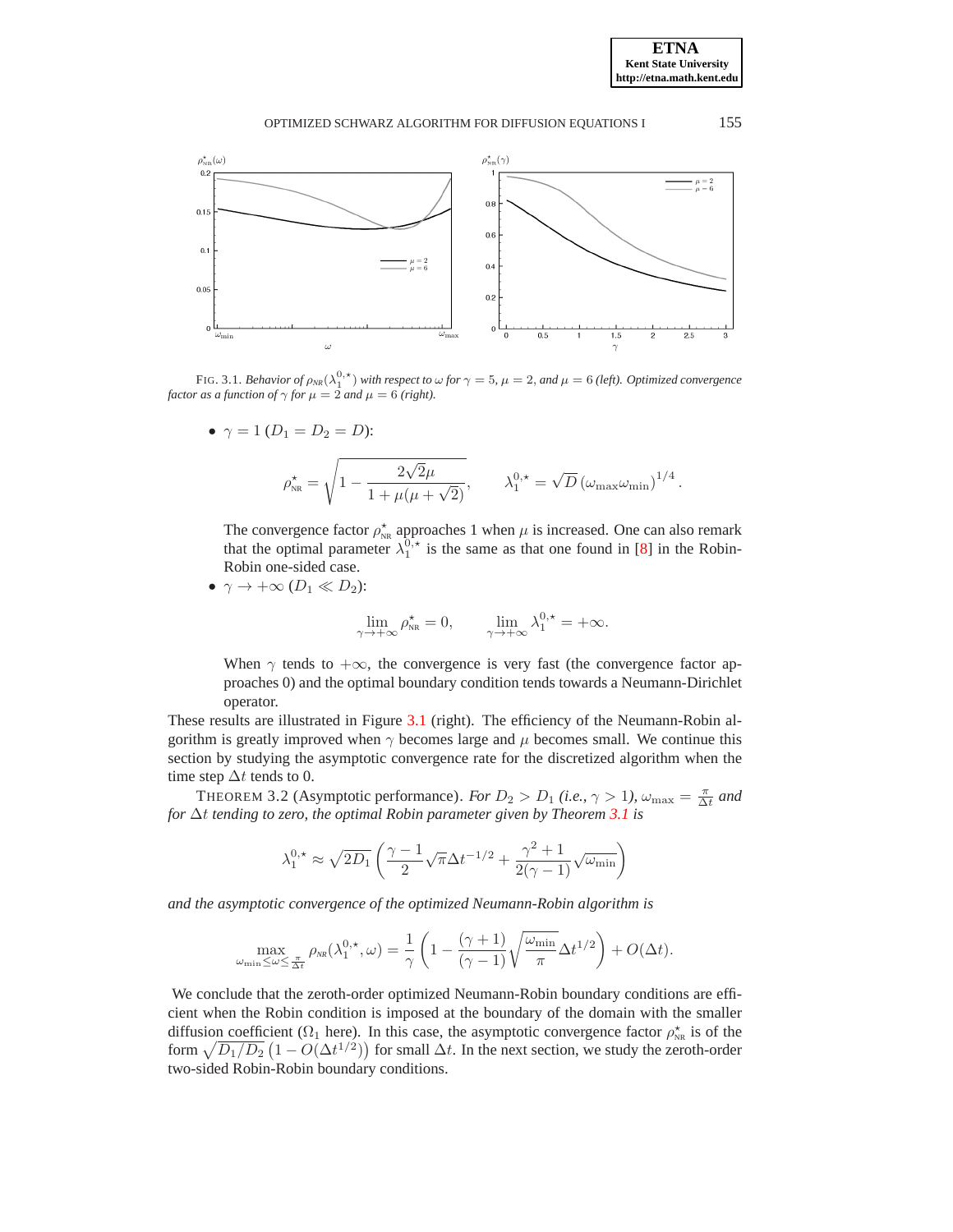$\rho^\star_{\text{NR}}(\omega)$

0.2

0.15

0.1

0.05

0

$\omega_{\min}$

$\omega_{\max}$

$\omega$

$\mu = 2$

$\mu = 6$

$\rho^\star_{\text{NR}}(\gamma)$

1

0.8

0.6

0.4

0.2

0

0 0.5 1 1.5 2 2.5 3

$\gamma$

$\mu = 2$

$\mu = 6$

FIG. 3.1. *Behavior of $\rho_{NR}(\lambda_1^{0,\star})$ with respect to $\omega$ for $\gamma = 5$, $\mu = 2$, and $\mu = 6$ (left). Optimized convergence factor as a function of $\gamma$ for $\mu = 2$ and $\mu = 6$ (right).*

- $\gamma = 1$ ($D_1 = D_2 = D$):

$$\rho^\star_{\text{NR}} = \sqrt{1 - \frac{2\sqrt{2}\mu}{1 + \mu(\mu + \sqrt{2})}}, \qquad \lambda_1^{0,\star} = \sqrt{D}\,(\omega_{\max}\omega_{\min})^{1/4}.$$

The convergence factor $\rho^\star_{\text{NR}}$ approaches 1 when $\mu$ is increased. One can also remark that the optimal parameter $\lambda_1^{0,\star}$ is the same as that one found in [8] in the Robin-Robin one-sided case.

- $\gamma \to +\infty$ ($D_1 \ll D_2$):

$$\lim_{\gamma \to +\infty} \rho^\star_{\text{NR}} = 0, \qquad \lim_{\gamma \to +\infty} \lambda_1^{0,\star} = +\infty.$$

When $\gamma$ tends to $+\infty$, the convergence is very fast (the convergence factor approaches 0) and the optimal boundary condition tends towards a Neumann-Dirichlet operator.

These results are illustrated in Figure 3.1 (right). The efficiency of the Neumann-Robin algorithm is greatly improved when $\gamma$ becomes large and $\mu$ becomes small. We continue this section by studying the asymptotic convergence rate for the discretized algorithm when the time step $\Delta t$ tends to 0.

THEOREM 3.2 (Asymptotic performance). *For $D_2 > D_1$ (i.e., $\gamma > 1$), $\omega_{\max} = \frac{\pi}{\Delta t}$ and for $\Delta t$ tending to zero, the optimal Robin parameter given by Theorem 3.1 is*

$$\lambda_1^{0,\star} \approx \sqrt{2D_1}\left(\frac{\gamma - 1}{2}\sqrt{\pi}\Delta t^{-1/2} + \frac{\gamma^2 + 1}{2(\gamma - 1)}\sqrt{\omega_{\min}}\right)$$

*and the asymptotic convergence of the optimized Neumann-Robin algorithm is*

$$\max_{\omega_{\min} \le \omega \le \frac{\pi}{\Delta t}} \rho_{NR}(\lambda_1^{0,\star}, \omega) = \frac{1}{\gamma}\left(1 - \frac{(\gamma + 1)}{(\gamma - 1)}\sqrt{\frac{\omega_{\min}}{\pi}}\Delta t^{1/2}\right) + O(\Delta t).$$

We conclude that the zeroth-order optimized Neumann-Robin boundary conditions are efficient when the Robin condition is imposed at the boundary of the domain with the smaller diffusion coefficient ($\Omega_1$ here). In this case, the asymptotic convergence factor $\rho^\star_{\text{NR}}$ is of the form $\sqrt{D_1/D_2}\left(1 - O(\Delta t^{1/2})\right)$ for small $\Delta t$. In the next section, we study the zeroth-order two-sided Robin-Robin boundary conditions.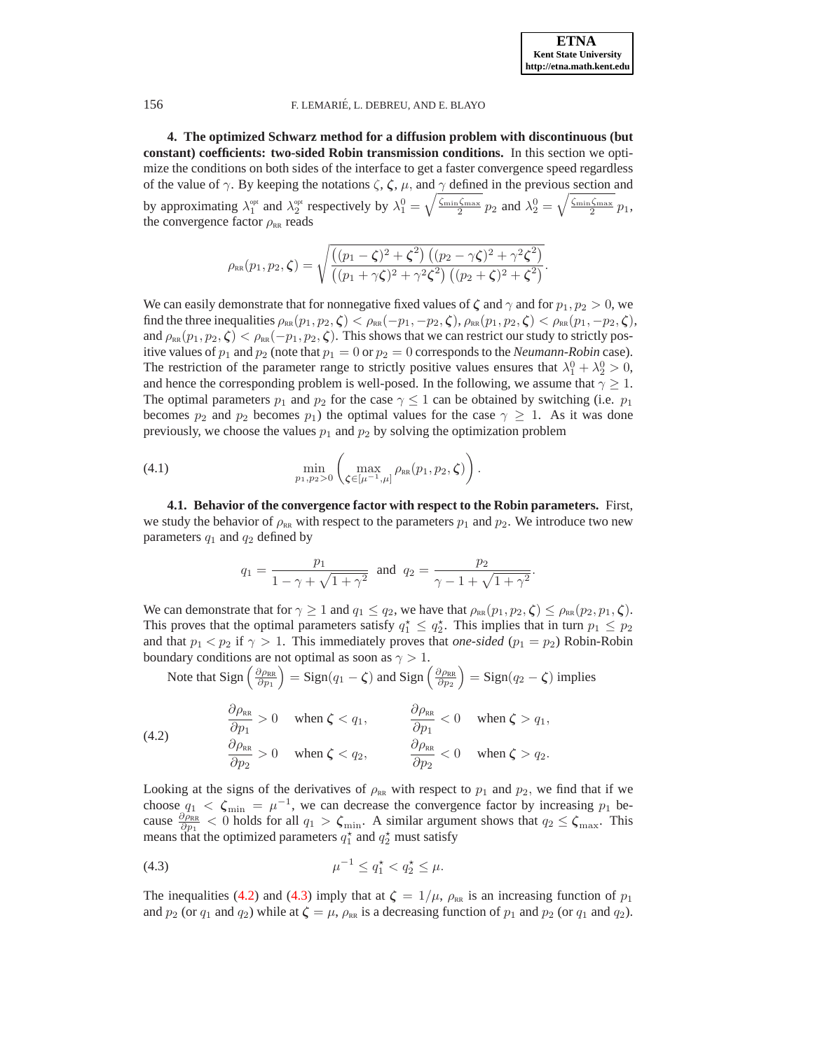**4. The optimized Schwarz method for a diffusion problem with discontinuous (but constant) coefficients: two-sided Robin transmission conditions.** In this section we optimize the conditions on both sides of the interface to get a faster convergence speed regardless of the value of $\gamma$. By keeping the notations $\zeta$, $\boldsymbol{\zeta}$, $\mu$, and $\gamma$ defined in the previous section and by approximating $\lambda_1^{\rm opt}$ and $\lambda_2^{\rm opt}$ respectively by $\lambda_1^0 = \sqrt{\frac{\boldsymbol{\zeta}_{\min}\boldsymbol{\zeta}_{\max}}{2}}\,p_2$ and $\lambda_2^0 = \sqrt{\frac{\boldsymbol{\zeta}_{\min}\boldsymbol{\zeta}_{\max}}{2}}\,p_1$, the convergence factor $\rho_{\rm RR}$ reads

$$
\rho_{\rm RR}(p_1,p_2,\boldsymbol{\zeta}) = \sqrt{\frac{\left((p_1-\boldsymbol{\zeta})^2+\boldsymbol{\zeta}^2\right)\left((p_2-\gamma\boldsymbol{\zeta})^2+\gamma^2\boldsymbol{\zeta}^2\right)}{\left((p_1+\gamma\boldsymbol{\zeta})^2+\gamma^2\boldsymbol{\zeta}^2\right)\left((p_2+\boldsymbol{\zeta})^2+\boldsymbol{\zeta}^2\right)}}.
$$

We can easily demonstrate that for nonnegative fixed values of $\boldsymbol{\zeta}$ and $\gamma$ and for $p_1, p_2 > 0$, we find the three inequalities $\rho_{\rm RR}(p_1,p_2,\boldsymbol{\zeta}) < \rho_{\rm RR}(-p_1,-p_2,\boldsymbol{\zeta})$, $\rho_{\rm RR}(p_1,p_2,\boldsymbol{\zeta}) < \rho_{\rm RR}(p_1,-p_2,\boldsymbol{\zeta})$, and $\rho_{\rm RR}(p_1,p_2,\boldsymbol{\zeta}) < \rho_{\rm RR}(-p_1,p_2,\boldsymbol{\zeta})$. This shows that we can restrict our study to strictly positive values of $p_1$ and $p_2$ (note that $p_1 = 0$ or $p_2 = 0$ corresponds to the *Neumann-Robin* case). The restriction of the parameter range to strictly positive values ensures that $\lambda_1^0 + \lambda_2^0 > 0$, and hence the corresponding problem is well-posed. In the following, we assume that $\gamma \geq 1$. The optimal parameters $p_1$ and $p_2$ for the case $\gamma \leq 1$ can be obtained by switching (i.e. $p_1$ becomes $p_2$ and $p_2$ becomes $p_1$) the optimal values for the case $\gamma \geq 1$. As it was done previously, we choose the values $p_1$ and $p_2$ by solving the optimization problem

$$
\min_{p_1,p_2>0}\left(\max_{\boldsymbol{\zeta}\in[\mu^{-1},\mu]}\rho_{\rm RR}(p_1,p_2,\boldsymbol{\zeta})\right). \tag{4.1}
$$

**4.1. Behavior of the convergence factor with respect to the Robin parameters.** First, we study the behavior of $\rho_{\rm RR}$ with respect to the parameters $p_1$ and $p_2$. We introduce two new parameters $q_1$ and $q_2$ defined by

$$
q_1 = \frac{p_1}{1-\gamma+\sqrt{1+\gamma^2}} \quad \text{and} \quad q_2 = \frac{p_2}{\gamma-1+\sqrt{1+\gamma^2}}.
$$

We can demonstrate that for $\gamma \geq 1$ and $q_1 \leq q_2$, we have that $\rho_{\rm RR}(p_1,p_2,\boldsymbol{\zeta}) \leq \rho_{\rm RR}(p_2,p_1,\boldsymbol{\zeta})$. This proves that the optimal parameters satisfy $q_1^\star \leq q_2^\star$. This implies that in turn $p_1 \leq p_2$ and that $p_1 < p_2$ if $\gamma > 1$. This immediately proves that *one-sided* ($p_1 = p_2$) Robin-Robin boundary conditions are not optimal as soon as $\gamma > 1$.

Note that $\mathrm{Sign}\left(\frac{\partial\rho_{\rm RR}}{\partial p_1}\right) = \mathrm{Sign}(q_1-\boldsymbol{\zeta})$ and $\mathrm{Sign}\left(\frac{\partial\rho_{\rm RR}}{\partial p_2}\right) = \mathrm{Sign}(q_2-\boldsymbol{\zeta})$ implies

$$
\begin{aligned}
&\frac{\partial\rho_{\rm RR}}{\partial p_1} > 0 \quad \text{when } \boldsymbol{\zeta} < q_1, \qquad &\frac{\partial\rho_{\rm RR}}{\partial p_1} < 0 \quad \text{when } \boldsymbol{\zeta} > q_1,\\
&\frac{\partial\rho_{\rm RR}}{\partial p_2} > 0 \quad \text{when } \boldsymbol{\zeta} < q_2, \qquad &\frac{\partial\rho_{\rm RR}}{\partial p_2} < 0 \quad \text{when } \boldsymbol{\zeta} > q_2.
\end{aligned} \tag{4.2}
$$

Looking at the signs of the derivatives of $\rho_{\rm RR}$ with respect to $p_1$ and $p_2$, we find that if we choose $q_1 < \boldsymbol{\zeta}_{\min} = \mu^{-1}$, we can decrease the convergence factor by increasing $p_1$ because $\frac{\partial\rho_{\rm RR}}{\partial p_1} < 0$ holds for all $q_1 > \boldsymbol{\zeta}_{\min}$. A similar argument shows that $q_2 \leq \boldsymbol{\zeta}_{\max}$. This means that the optimized parameters $q_1^\star$ and $q_2^\star$ must satisfy

$$
\mu^{-1} \leq q_1^\star < q_2^\star \leq \mu. \tag{4.3}
$$

The inequalities (4.2) and (4.3) imply that at $\boldsymbol{\zeta} = 1/\mu$, $\rho_{\rm RR}$ is an increasing function of $p_1$ and $p_2$ (or $q_1$ and $q_2$) while at $\boldsymbol{\zeta} = \mu$, $\rho_{\rm RR}$ is a decreasing function of $p_1$ and $p_2$ (or $q_1$ and $q_2$).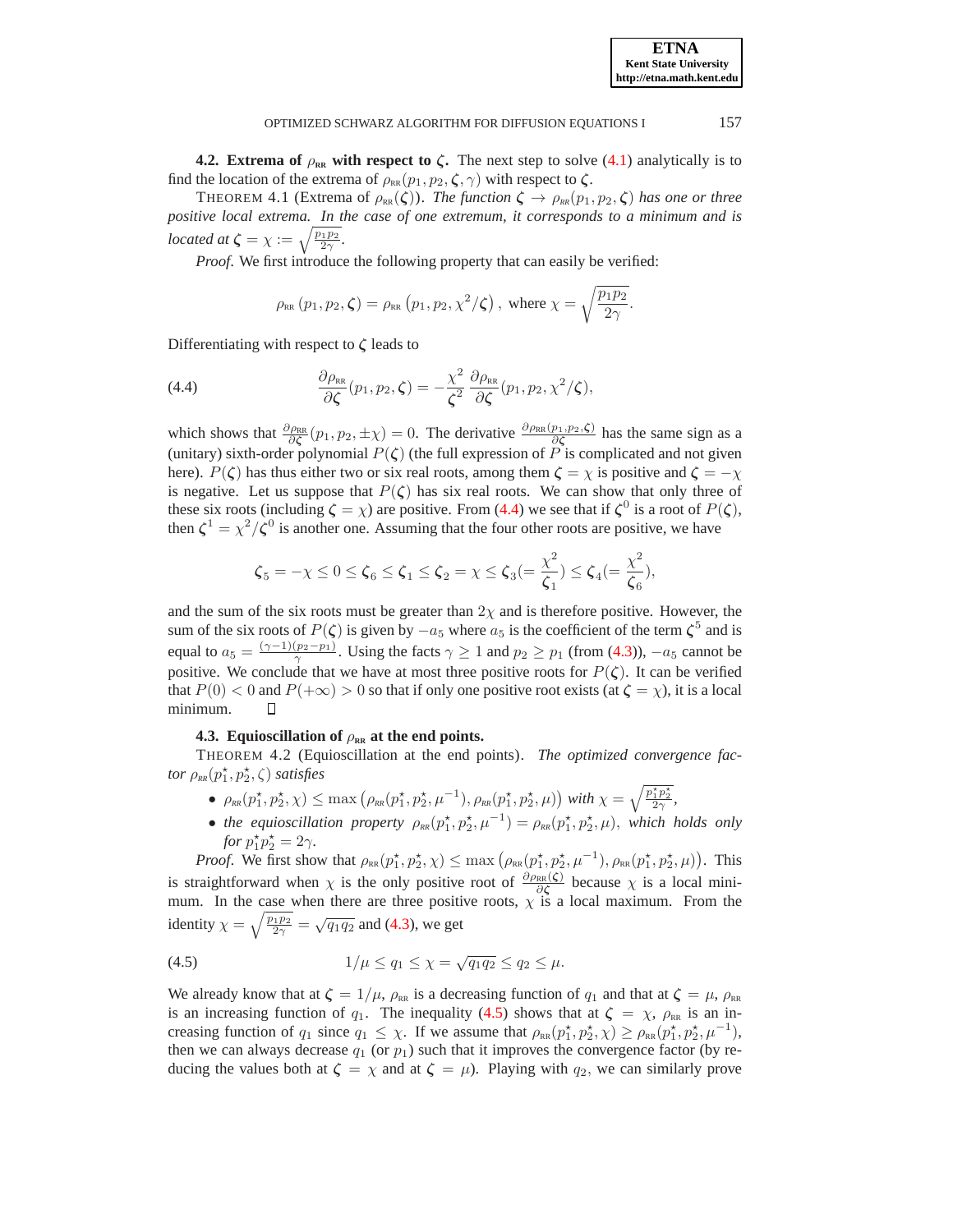**4.2. Extrema of $\rho_{\text{RR}}$ with respect to $\zeta$.** The next step to solve (4.1) analytically is to find the location of the extrema of $\rho_{\text{RR}}(p_1, p_2, \zeta, \gamma)$ with respect to $\zeta$.

THEOREM 4.1 (Extrema of $\rho_{\text{RR}}(\zeta)$). *The function $\zeta \to \rho_{\text{RR}}(p_1, p_2, \zeta)$ has one or three positive local extrema. In the case of one extremum, it corresponds to a minimum and is located at $\zeta = \chi := \sqrt{\frac{p_1 p_2}{2\gamma}}$.*

*Proof.* We first introduce the following property that can easily be verified:

$$\rho_{\text{RR}}(p_1, p_2, \zeta) = \rho_{\text{RR}}(p_1, p_2, \chi^2/\zeta), \text{ where } \chi = \sqrt{\frac{p_1 p_2}{2\gamma}}.$$

Differentiating with respect to $\zeta$ leads to

$$\frac{\partial \rho_{\text{RR}}}{\partial \zeta}(p_1, p_2, \zeta) = -\frac{\chi^2}{\zeta^2} \frac{\partial \rho_{\text{RR}}}{\partial \zeta}(p_1, p_2, \chi^2/\zeta), \tag{4.4}$$

which shows that $\frac{\partial \rho_{\text{RR}}}{\partial \zeta}(p_1, p_2, \pm\chi) = 0$. The derivative $\frac{\partial \rho_{\text{RR}}(p_1,p_2,\zeta)}{\partial \zeta}$ has the same sign as a (unitary) sixth-order polynomial $P(\zeta)$ (the full expression of $P$ is complicated and not given here). $P(\zeta)$ has thus either two or six real roots, among them $\zeta = \chi$ is positive and $\zeta = -\chi$ is negative. Let us suppose that $P(\zeta)$ has six real roots. We can show that only three of these six roots (including $\zeta = \chi$) are positive. From (4.4) we see that if $\zeta^0$ is a root of $P(\zeta)$, then $\zeta^1 = \chi^2/\zeta^0$ is another one. Assuming that the four other roots are positive, we have

$$\zeta_5 = -\chi \le 0 \le \zeta_6 \le \zeta_1 \le \zeta_2 = \chi \le \zeta_3 (= \frac{\chi^2}{\zeta_1}) \le \zeta_4 (= \frac{\chi^2}{\zeta_6}),$$

and the sum of the six roots must be greater than $2\chi$ and is therefore positive. However, the sum of the six roots of $P(\zeta)$ is given by $-a_5$ where $a_5$ is the coefficient of the term $\zeta^5$ and is equal to $a_5 = \frac{(\gamma-1)(p_2-p_1)}{\gamma}$. Using the facts $\gamma \ge 1$ and $p_2 \ge p_1$ (from (4.3)), $-a_5$ cannot be positive. We conclude that we have at most three positive roots for $P(\zeta)$. It can be verified that $P(0) < 0$ and $P(+\infty) > 0$ so that if only one positive root exists (at $\zeta = \chi$), it is a local minimum. ∎

**4.3. Equioscillation of $\rho_{\text{RR}}$ at the end points.**

THEOREM 4.2 (Equioscillation at the end points). *The optimized convergence factor $\rho_{\text{RR}}(p_1^\star, p_2^\star, \zeta)$ satisfies*

- *$\rho_{\text{RR}}(p_1^\star, p_2^\star, \chi) \le \max\left(\rho_{\text{RR}}(p_1^\star, p_2^\star, \mu^{-1}), \rho_{\text{RR}}(p_1^\star, p_2^\star, \mu)\right)$ with $\chi = \sqrt{\frac{p_1^\star p_2^\star}{2\gamma}}$,*
- *the equioscillation property $\rho_{\text{RR}}(p_1^\star, p_2^\star, \mu^{-1}) = \rho_{\text{RR}}(p_1^\star, p_2^\star, \mu)$, which holds only for $p_1^\star p_2^\star = 2\gamma$.*

*Proof.* We first show that $\rho_{\text{RR}}(p_1^\star, p_2^\star, \chi) \le \max\left(\rho_{\text{RR}}(p_1^\star, p_2^\star, \mu^{-1}), \rho_{\text{RR}}(p_1^\star, p_2^\star, \mu)\right)$. This is straightforward when $\chi$ is the only positive root of $\frac{\partial \rho_{\text{RR}}(\zeta)}{\partial \zeta}$ because $\chi$ is a local minimum. In the case when there are three positive roots, $\chi$ is a local maximum. From the identity $\chi = \sqrt{\frac{p_1 p_2}{2\gamma}} = \sqrt{q_1 q_2}$ and (4.3), we get

$$1/\mu \le q_1 \le \chi = \sqrt{q_1 q_2} \le q_2 \le \mu. \tag{4.5}$$

We already know that at $\zeta = 1/\mu$, $\rho_{\text{RR}}$ is a decreasing function of $q_1$ and that at $\zeta = \mu$, $\rho_{\text{RR}}$ is an increasing function of $q_1$. The inequality (4.5) shows that at $\zeta = \chi$, $\rho_{\text{RR}}$ is an increasing function of $q_1$ since $q_1 \le \chi$. If we assume that $\rho_{\text{RR}}(p_1^\star, p_2^\star, \chi) \ge \rho_{\text{RR}}(p_1^\star, p_2^\star, \mu^{-1})$, then we can always decrease $q_1$ (or $p_1$) such that it improves the convergence factor (by reducing the values both at $\zeta = \chi$ and at $\zeta = \mu$). Playing with $q_2$, we can similarly prove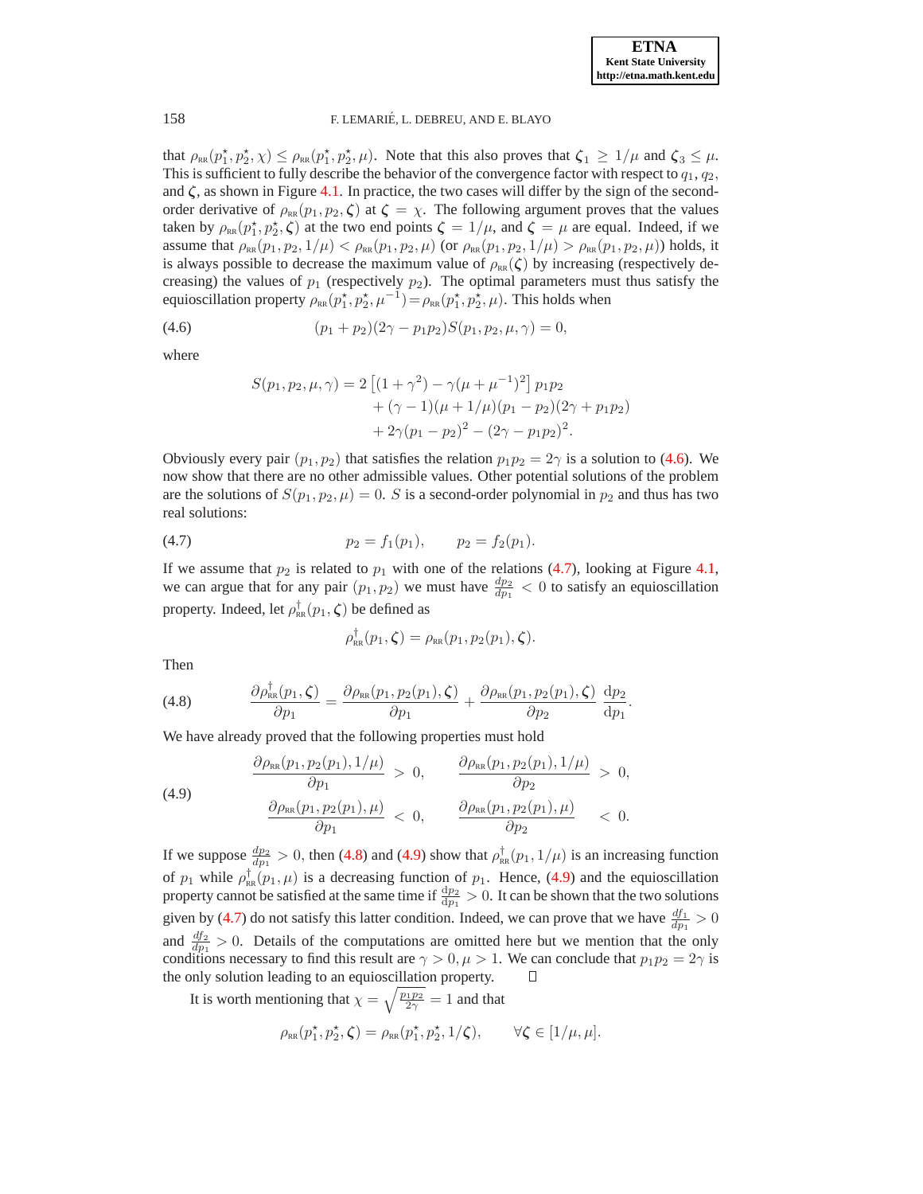that $\rho_{\text{RR}}(p_1^\star, p_2^\star, \chi) \leq \rho_{\text{RR}}(p_1^\star, p_2^\star, \mu)$. Note that this also proves that $\boldsymbol{\zeta}_1 \geq 1/\mu$ and $\boldsymbol{\zeta}_3 \leq \mu$. This is sufficient to fully describe the behavior of the convergence factor with respect to $q_1$, $q_2$, and $\boldsymbol{\zeta}$, as shown in Figure 4.1. In practice, the two cases will differ by the sign of the second-order derivative of $\rho_{\text{RR}}(p_1, p_2, \boldsymbol{\zeta})$ at $\boldsymbol{\zeta} = \chi$. The following argument proves that the values taken by $\rho_{\text{RR}}(p_1^\star, p_2^\star, \boldsymbol{\zeta})$ at the two end points $\boldsymbol{\zeta} = 1/\mu$, and $\boldsymbol{\zeta} = \mu$ are equal. Indeed, if we assume that $\rho_{\text{RR}}(p_1, p_2, 1/\mu) < \rho_{\text{RR}}(p_1, p_2, \mu)$ (or $\rho_{\text{RR}}(p_1, p_2, 1/\mu) > \rho_{\text{RR}}(p_1, p_2, \mu)$) holds, it is always possible to decrease the maximum value of $\rho_{\text{RR}}(\boldsymbol{\zeta})$ by increasing (respectively decreasing) the values of $p_1$ (respectively $p_2$). The optimal parameters must thus satisfy the equioscillation property $\rho_{\text{RR}}(p_1^\star, p_2^\star, \mu^{-1}) = \rho_{\text{RR}}(p_1^\star, p_2^\star, \mu)$. This holds when

$$(p_1 + p_2)(2\gamma - p_1 p_2) S(p_1, p_2, \mu, \gamma) = 0, \tag{4.6}$$

where

$$\begin{aligned} S(p_1, p_2, \mu, \gamma) = 2\left[(1+\gamma^2) - \gamma(\mu + \mu^{-1})^2\right] p_1 p_2 \\ + (\gamma - 1)(\mu + 1/\mu)(p_1 - p_2)(2\gamma + p_1 p_2) \\ + 2\gamma(p_1 - p_2)^2 - (2\gamma - p_1 p_2)^2. \end{aligned}$$

Obviously every pair $(p_1, p_2)$ that satisfies the relation $p_1 p_2 = 2\gamma$ is a solution to (4.6). We now show that there are no other admissible values. Other potential solutions of the problem are the solutions of $S(p_1, p_2, \mu) = 0$. $S$ is a second-order polynomial in $p_2$ and thus has two real solutions:

$$p_2 = f_1(p_1), \qquad p_2 = f_2(p_1). \tag{4.7}$$

If we assume that $p_2$ is related to $p_1$ with one of the relations (4.7), looking at Figure 4.1, we can argue that for any pair $(p_1, p_2)$ we must have $\frac{dp_2}{dp_1} < 0$ to satisfy an equioscillation property. Indeed, let $\rho_{\text{RR}}^\dagger(p_1, \boldsymbol{\zeta})$ be defined as

$$\rho_{\text{RR}}^\dagger(p_1, \boldsymbol{\zeta}) = \rho_{\text{RR}}(p_1, p_2(p_1), \boldsymbol{\zeta}).$$

Then

$$\frac{\partial \rho_{\text{RR}}^\dagger(p_1, \boldsymbol{\zeta})}{\partial p_1} = \frac{\partial \rho_{\text{RR}}(p_1, p_2(p_1), \boldsymbol{\zeta})}{\partial p_1} + \frac{\partial \rho_{\text{RR}}(p_1, p_2(p_1), \boldsymbol{\zeta})}{\partial p_2} \frac{\mathrm{d}p_2}{\mathrm{d}p_1}. \tag{4.8}$$

We have already proved that the following properties must hold

$$\begin{aligned} \frac{\partial \rho_{\text{RR}}(p_1, p_2(p_1), 1/\mu)}{\partial p_1} > 0, \qquad \frac{\partial \rho_{\text{RR}}(p_1, p_2(p_1), 1/\mu)}{\partial p_2} > 0, \\ \frac{\partial \rho_{\text{RR}}(p_1, p_2(p_1), \mu)}{\partial p_1} < 0, \qquad \frac{\partial \rho_{\text{RR}}(p_1, p_2(p_1), \mu)}{\partial p_2} < 0. \end{aligned} \tag{4.9}$$

If we suppose $\frac{dp_2}{dp_1} > 0$, then (4.8) and (4.9) show that $\rho_{\text{RR}}^\dagger(p_1, 1/\mu)$ is an increasing function of $p_1$ while $\rho_{\text{RR}}^\dagger(p_1, \mu)$ is a decreasing function of $p_1$. Hence, (4.9) and the equioscillation property cannot be satisfied at the same time if $\frac{\mathrm{d}p_2}{\mathrm{d}p_1} > 0$. It can be shown that the two solutions given by (4.7) do not satisfy this latter condition. Indeed, we can prove that we have $\frac{df_1}{dp_1} > 0$ and $\frac{df_2}{dp_1} > 0$. Details of the computations are omitted here but we mention that the only conditions necessary to find this result are $\gamma > 0, \mu > 1$. We can conclude that $p_1 p_2 = 2\gamma$ is the only solution leading to an equioscillation property. $\square$

It is worth mentioning that $\chi = \sqrt{\frac{p_1 p_2}{2\gamma}} = 1$ and that

$$\rho_{\text{RR}}(p_1^\star, p_2^\star, \boldsymbol{\zeta}) = \rho_{\text{RR}}(p_1^\star, p_2^\star, 1/\boldsymbol{\zeta}), \qquad \forall \boldsymbol{\zeta} \in [1/\mu, \mu].$$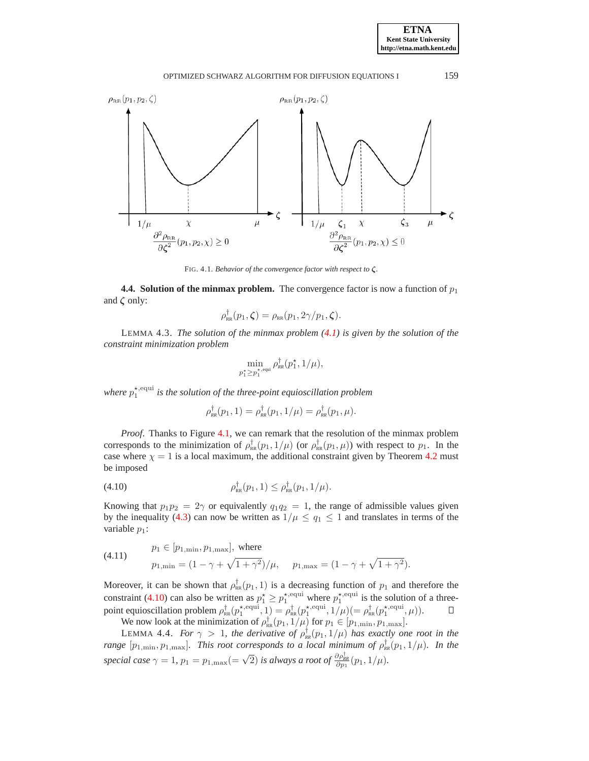FIG. 4.1. *Behavior of the convergence factor with respect to $\zeta$.*

**4.4. Solution of the minmax problem.** The convergence factor is now a function of $p_1$ and $\zeta$ only:

$$\rho^{\dagger}_{\text{RR}}(p_1, \zeta) = \rho_{\text{RR}}(p_1, 2\gamma/p_1, \zeta).$$

LEMMA 4.3. *The solution of the minmax problem (4.1) is given by the solution of the constraint minimization problem*

$$\min_{p_1^\star \geq p_1^{\star,\text{equi}}} \rho^{\dagger}_{RR}(p_1^\star, 1/\mu),$$

*where $p_1^{\star,\text{equi}}$ is the solution of the three-point equioscillation problem*

$$\rho^{\dagger}_{RR}(p_1, 1) = \rho^{\dagger}_{RR}(p_1, 1/\mu) = \rho^{\dagger}_{RR}(p_1, \mu).$$

*Proof.* Thanks to Figure 4.1, we can remark that the resolution of the minmax problem corresponds to the minimization of $\rho^{\dagger}_{\text{RR}}(p_1, 1/\mu)$ (or $\rho^{\dagger}_{\text{RR}}(p_1, \mu)$) with respect to $p_1$. In the case where $\chi = 1$ is a local maximum, the additional constraint given by Theorem 4.2 must be imposed

$$\rho^{\dagger}_{\text{RR}}(p_1, 1) \leq \rho^{\dagger}_{\text{RR}}(p_1, 1/\mu). \tag{4.10}$$

Knowing that $p_1 p_2 = 2\gamma$ or equivalently $q_1 q_2 = 1$, the range of admissible values given by the inequality (4.3) can now be written as $1/\mu \leq q_1 \leq 1$ and translates in terms of the variable $p_1$:

$$\begin{aligned} &p_1 \in [p_{1,\min}, p_{1,\max}], \text{ where} \\ &p_{1,\min} = (1 - \gamma + \sqrt{1+\gamma^2})/\mu, \quad p_{1,\max} = (1 - \gamma + \sqrt{1+\gamma^2}). \end{aligned} \tag{4.11}$$

Moreover, it can be shown that $\rho^{\dagger}_{\text{RR}}(p_1, 1)$ is a decreasing function of $p_1$ and therefore the constraint (4.10) can also be written as $p_1^\star \geq p_1^{\star,\text{equi}}$ where $p_1^{\star,\text{equi}}$ is the solution of a three-point equioscillation problem $\rho^{\dagger}_{\text{RR}}(p_1^{\star,\text{equi}}, 1) = \rho^{\dagger}_{\text{RR}}(p_1^{\star,\text{equi}}, 1/\mu) (= \rho^{\dagger}_{\text{RR}}(p_1^{\star,\text{equi}}, \mu))$. $\square$

We now look at the minimization of $\rho^{\dagger}_{\text{RR}}(p_1, 1/\mu)$ for $p_1 \in [p_{1,\min}, p_{1,\max}]$.

LEMMA 4.4. *For $\gamma > 1$, the derivative of $\rho^{\dagger}_{RR}(p_1, 1/\mu)$ has exactly one root in the range $[p_{1,\min}, p_{1,\max}]$. This root corresponds to a local minimum of $\rho^{\dagger}_{RR}(p_1, 1/\mu)$. In the special case $\gamma = 1$, $p_1 = p_{1,\max} (= \sqrt{2})$ is always a root of $\frac{\partial \rho^{\dagger}_{RR}}{\partial p_1}(p_1, 1/\mu)$.*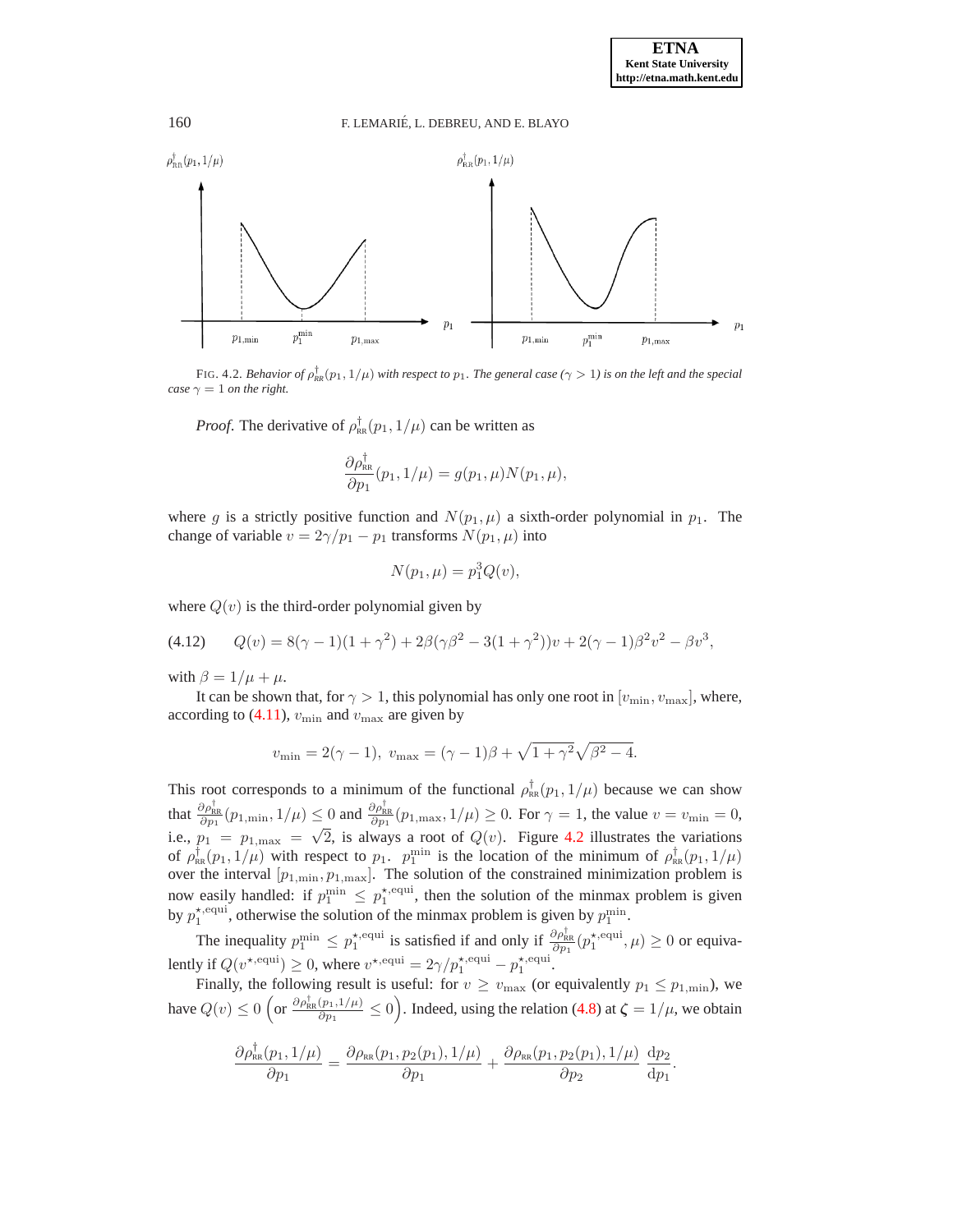$\rho^{\dagger}_{\text{RR}}(p_1, 1/\mu)$

$p_{1,\min}$ $p_1^{\min}$ $p_{1,\max}$ $p_1$

$\rho^{\dagger}_{\text{RR}}(p_1, 1/\mu)$

$p_{1,\min}$ $p_1^{\min}$ $p_{1,\max}$ $p_1$

FIG. 4.2. *Behavior of $\rho^{\dagger}_{\text{RR}}(p_1, 1/\mu)$ with respect to $p_1$. The general case ($\gamma > 1$) is on the left and the special case $\gamma = 1$ on the right.*

*Proof.* The derivative of $\rho^{\dagger}_{\text{RR}}(p_1, 1/\mu)$ can be written as

$$\frac{\partial \rho^{\dagger}_{\text{RR}}}{\partial p_1}(p_1, 1/\mu) = g(p_1, \mu) N(p_1, \mu),$$

where $g$ is a strictly positive function and $N(p_1, \mu)$ a sixth-order polynomial in $p_1$. The change of variable $v = 2\gamma/p_1 - p_1$ transforms $N(p_1, \mu)$ into

$$N(p_1, \mu) = p_1^3 Q(v),$$

where $Q(v)$ is the third-order polynomial given by

$$Q(v) = 8(\gamma - 1)(1 + \gamma^2) + 2\beta(\gamma\beta^2 - 3(1 + \gamma^2))v + 2(\gamma - 1)\beta^2 v^2 - \beta v^3, \tag{4.12}$$

with $\beta = 1/\mu + \mu$.

It can be shown that, for $\gamma > 1$, this polynomial has only one root in $[v_{\min}, v_{\max}]$, where, according to (4.11), $v_{\min}$ and $v_{\max}$ are given by

$$v_{\min} = 2(\gamma - 1), \; v_{\max} = (\gamma - 1)\beta + \sqrt{1 + \gamma^2}\sqrt{\beta^2 - 4}.$$

This root corresponds to a minimum of the functional $\rho^{\dagger}_{\text{RR}}(p_1, 1/\mu)$ because we can show that $\frac{\partial \rho^{\dagger}_{\text{RR}}}{\partial p_1}(p_{1,\min}, 1/\mu) \leq 0$ and $\frac{\partial \rho^{\dagger}_{\text{RR}}}{\partial p_1}(p_{1,\max}, 1/\mu) \geq 0$. For $\gamma = 1$, the value $v = v_{\min} = 0$, i.e., $p_1 = p_{1,\max} = \sqrt{2}$, is always a root of $Q(v)$. Figure 4.2 illustrates the variations of $\rho^{\dagger}_{\text{RR}}(p_1, 1/\mu)$ with respect to $p_1$. $p_1^{\min}$ is the location of the minimum of $\rho^{\dagger}_{\text{RR}}(p_1, 1/\mu)$ over the interval $[p_{1,\min}, p_{1,\max}]$. The solution of the constrained minimization problem is now easily handled: if $p_1^{\min} \leq p_1^{\star,\text{equi}}$, then the solution of the minmax problem is given by $p_1^{\star,\text{equi}}$, otherwise the solution of the minmax problem is given by $p_1^{\min}$.

The inequality $p_1^{\min} \leq p_1^{\star,\text{equi}}$ is satisfied if and only if $\frac{\partial \rho^{\dagger}_{\text{RR}}}{\partial p_1}(p_1^{\star,\text{equi}}, \mu) \geq 0$ or equivalently if $Q(v^{\star,\text{equi}}) \geq 0$, where $v^{\star,\text{equi}} = 2\gamma/p_1^{\star,\text{equi}} - p_1^{\star,\text{equi}}$.

Finally, the following result is useful: for $v \geq v_{\max}$ (or equivalently $p_1 \leq p_{1,\min}$), we have $Q(v) \leq 0$ $\left(\text{or } \frac{\partial \rho^{\dagger}_{\text{RR}}(p_1, 1/\mu)}{\partial p_1} \leq 0\right)$. Indeed, using the relation (4.8) at $\boldsymbol{\zeta} = 1/\mu$, we obtain

$$\frac{\partial \rho^{\dagger}_{\text{RR}}(p_1, 1/\mu)}{\partial p_1} = \frac{\partial \rho_{\text{RR}}(p_1, p_2(p_1), 1/\mu)}{\partial p_1} + \frac{\partial \rho_{\text{RR}}(p_1, p_2(p_1), 1/\mu)}{\partial p_2} \frac{\mathrm{d}p_2}{\mathrm{d}p_1}.$$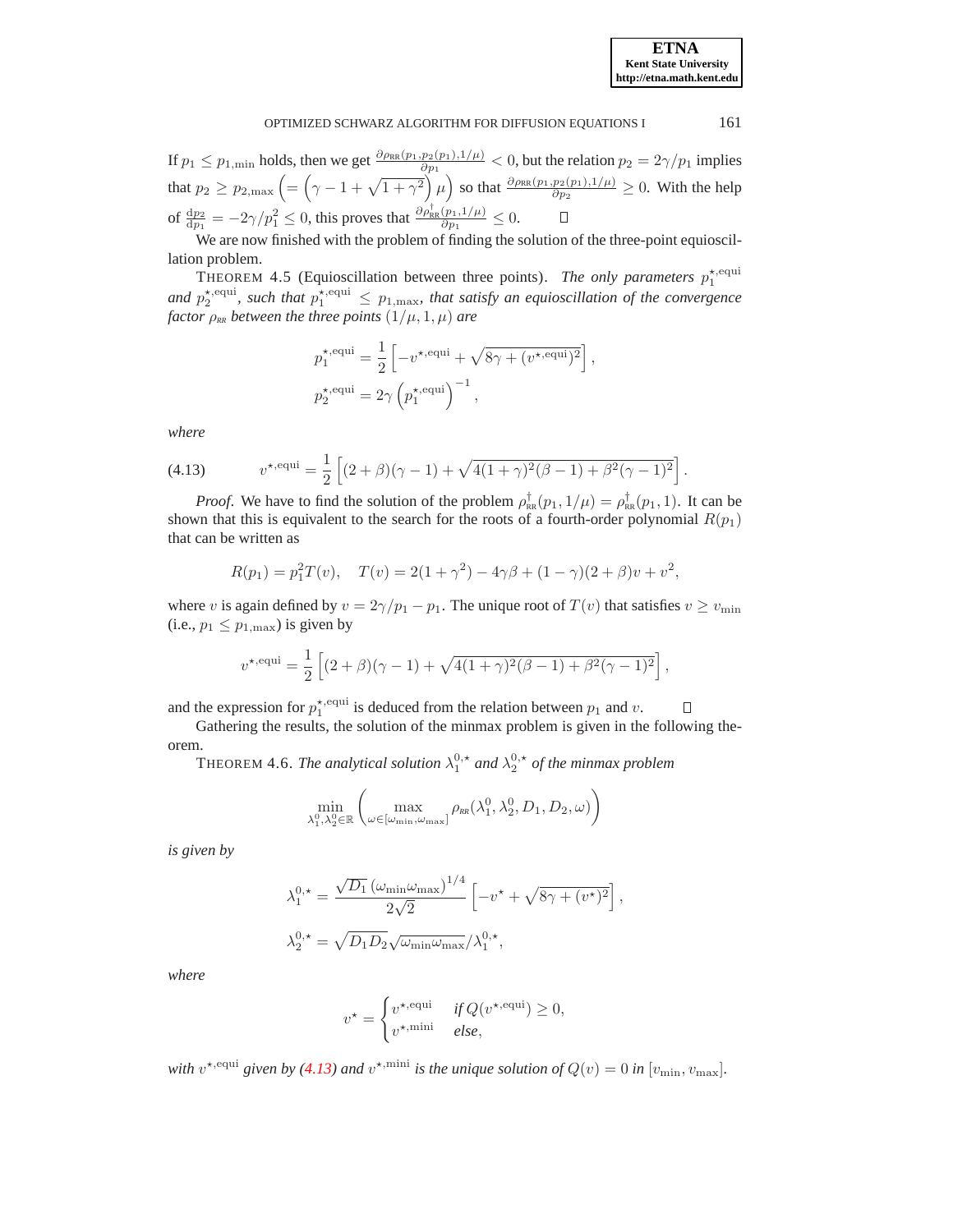If $p_1 \leq p_{1,\min}$ holds, then we get $\frac{\partial \rho_{\text{RR}}(p_1, p_2(p_1), 1/\mu)}{\partial p_1} < 0$, but the relation $p_2 = 2\gamma/p_1$ implies that $p_2 \geq p_{2,\max} \left(= \left(\gamma - 1 + \sqrt{1+\gamma^2}\right)\mu\right)$ so that $\frac{\partial \rho_{\text{RR}}(p_1, p_2(p_1), 1/\mu)}{\partial p_2} \geq 0$. With the help of $\frac{\mathrm{d}p_2}{\mathrm{d}p_1} = -2\gamma/p_1^2 \leq 0$, this proves that $\frac{\partial \rho^{\dagger}_{\text{RR}}(p_1, 1/\mu)}{\partial p_1} \leq 0$. $\square$

We are now finished with the problem of finding the solution of the three-point equioscillation problem.

THEOREM 4.5 (Equioscillation between three points). *The only parameters $p_1^{\star,\text{equi}}$ and $p_2^{\star,\text{equi}}$, such that $p_1^{\star,\text{equi}} \leq p_{1,\max}$, that satisfy an equioscillation of the convergence factor $\rho_{\text{RR}}$ between the three points $(1/\mu, 1, \mu)$ are*

$$
p_1^{\star,\text{equi}} = \frac{1}{2}\left[-v^{\star,\text{equi}} + \sqrt{8\gamma + (v^{\star,\text{equi}})^2}\right],
$$
$$
p_2^{\star,\text{equi}} = 2\gamma \left(p_1^{\star,\text{equi}}\right)^{-1},
$$

*where*

$$
v^{\star,\text{equi}} = \frac{1}{2}\left[(2+\beta)(\gamma-1) + \sqrt{4(1+\gamma)^2(\beta-1) + \beta^2(\gamma-1)^2}\right]. \tag{4.13}
$$

*Proof*. We have to find the solution of the problem $\rho^{\dagger}_{\text{RR}}(p_1, 1/\mu) = \rho^{\dagger}_{\text{RR}}(p_1, 1)$. It can be shown that this is equivalent to the search for the roots of a fourth-order polynomial $R(p_1)$ that can be written as

$$
R(p_1) = p_1^2 T(v), \quad T(v) = 2(1+\gamma^2) - 4\gamma\beta + (1-\gamma)(2+\beta)v + v^2,
$$

where $v$ is again defined by $v = 2\gamma/p_1 - p_1$. The unique root of $T(v)$ that satisfies $v \geq v_{\min}$ (i.e., $p_1 \leq p_{1,\max}$) is given by

$$
v^{\star,\text{equi}} = \frac{1}{2}\left[(2+\beta)(\gamma-1) + \sqrt{4(1+\gamma)^2(\beta-1) + \beta^2(\gamma-1)^2}\right],
$$

and the expression for $p_1^{\star,\text{equi}}$ is deduced from the relation between $p_1$ and $v$. $\square$

Gathering the results, the solution of the minmax problem is given in the following theorem.

THEOREM 4.6. *The analytical solution $\lambda_1^{0,\star}$ and $\lambda_2^{0,\star}$ of the minmax problem*

$$
\min_{\lambda_1^0, \lambda_2^0 \in \mathbb{R}} \left( \max_{\omega \in [\omega_{\min}, \omega_{\max}]} \rho_{\text{RR}}(\lambda_1^0, \lambda_2^0, D_1, D_2, \omega) \right)
$$

*is given by*

$$
\lambda_1^{0,\star} = \frac{\sqrt{D_1}\,(\omega_{\min}\omega_{\max})^{1/4}}{2\sqrt{2}}\left[-v^{\star} + \sqrt{8\gamma + (v^{\star})^2}\right],
$$
$$
\lambda_2^{0,\star} = \sqrt{D_1 D_2}\sqrt{\omega_{\min}\omega_{\max}}/\lambda_1^{0,\star},
$$

*where*

$$
v^{\star} = \begin{cases} v^{\star,\text{equi}} & \textit{if } Q(v^{\star,\text{equi}}) \geq 0, \\ v^{\star,\text{mini}} & \textit{else}, \end{cases}
$$

*with $v^{\star,\text{equi}}$ given by (4.13) and $v^{\star,\text{mini}}$ is the unique solution of $Q(v) = 0$ in $[v_{\min}, v_{\max}]$.*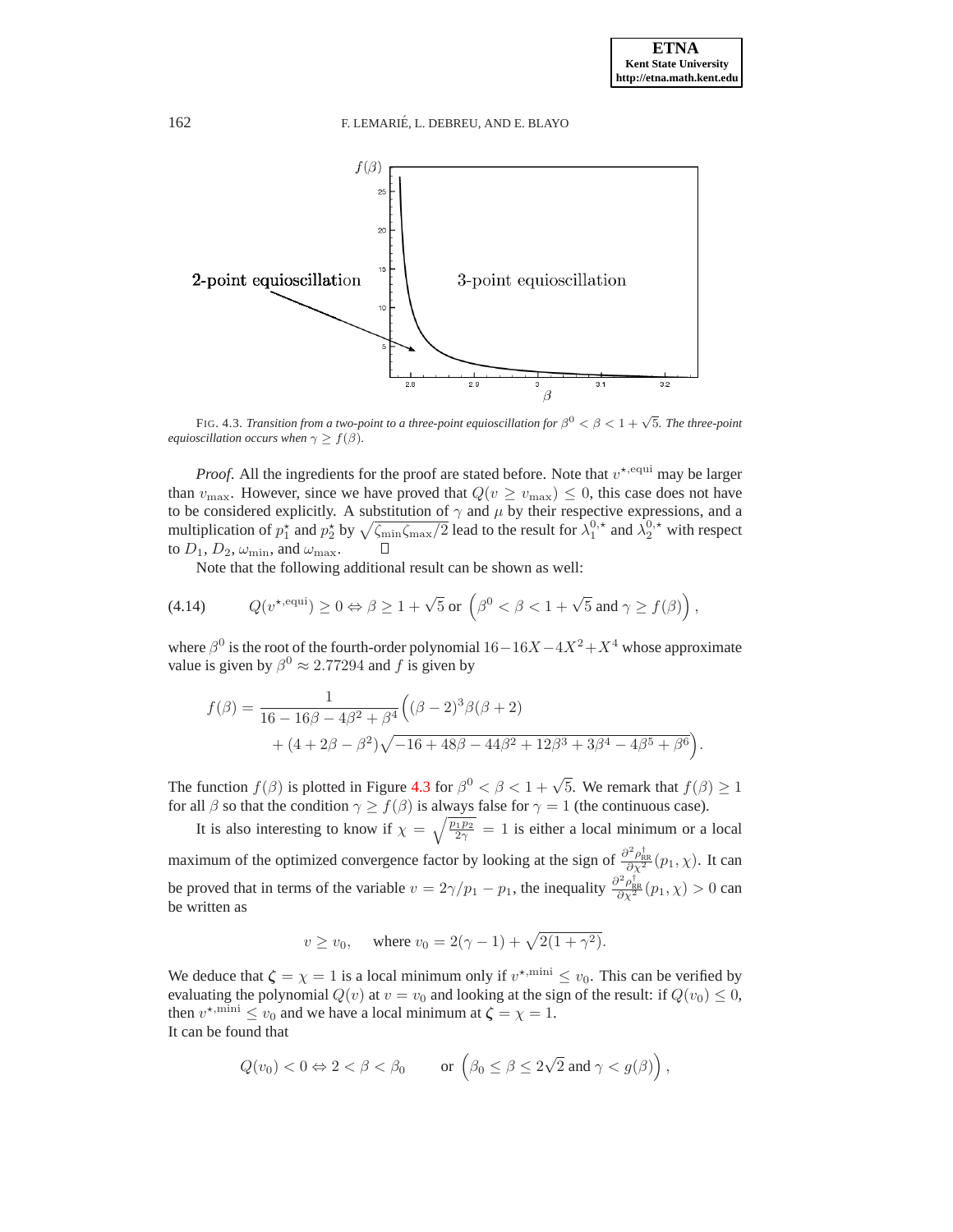$f(\beta)$

25

20

15

10

5

2.8

2.9

3

3.1

3.2

$\beta$

2-point equioscillation

3-point equioscillation

FIG. 4.3. *Transition from a two-point to a three-point equioscillation for $\beta^0 < \beta < 1+\sqrt{5}$. The three-point equioscillation occurs when $\gamma \geq f(\beta)$.*

*Proof.* All the ingredients for the proof are stated before. Note that $v^{\star,\text{equi}}$ may be larger than $v_{\max}$. However, since we have proved that $Q(v \geq v_{\max}) \leq 0$, this case does not have to be considered explicitly. A substitution of $\gamma$ and $\mu$ by their respective expressions, and a multiplication of $p_1^\star$ and $p_2^\star$ by $\sqrt{\zeta_{\min}\zeta_{\max}/2}$ lead to the result for $\lambda_1^{0,\star}$ and $\lambda_2^{0,\star}$ with respect to $D_1$, $D_2$, $\omega_{\min}$, and $\omega_{\max}$. $\square$

Note that the following additional result can be shown as well:

$$Q(v^{\star,\text{equi}}) \geq 0 \Leftrightarrow \beta \geq 1+\sqrt{5} \text{ or } \left(\beta^0 < \beta < 1+\sqrt{5} \text{ and } \gamma \geq f(\beta)\right), \tag{4.14}$$

where $\beta^0$ is the root of the fourth-order polynomial $16-16X-4X^2+X^4$ whose approximate value is given by $\beta^0 \approx 2.77294$ and $f$ is given by

$$f(\beta) = \frac{1}{16-16\beta-4\beta^2+\beta^4}\Big((\beta-2)^3\beta(\beta+2) \\ +(4+2\beta-\beta^2)\sqrt{-16+48\beta-44\beta^2+12\beta^3+3\beta^4-4\beta^5+\beta^6}\Big).$$

The function $f(\beta)$ is plotted in Figure 4.3 for $\beta^0 < \beta < 1+\sqrt{5}$. We remark that $f(\beta) \geq 1$ for all $\beta$ so that the condition $\gamma \geq f(\beta)$ is always false for $\gamma = 1$ (the continuous case).

It is also interesting to know if $\chi = \sqrt{\frac{p_1 p_2}{2\gamma}} = 1$ is either a local minimum or a local maximum of the optimized convergence factor by looking at the sign of $\frac{\partial^2 \rho_{\text{RR}}^\dagger}{\partial \chi^2}(p_1,\chi)$. It can be proved that in terms of the variable $v = 2\gamma/p_1 - p_1$, the inequality $\frac{\partial^2 \rho_{\text{RR}}^\dagger}{\partial \chi^2}(p_1,\chi) > 0$ can be written as

$$v \geq v_0, \quad \text{where } v_0 = 2(\gamma-1)+\sqrt{2(1+\gamma^2)}.$$

We deduce that $\boldsymbol{\zeta} = \chi = 1$ is a local minimum only if $v^{\star,\text{mini}} \leq v_0$. This can be verified by evaluating the polynomial $Q(v)$ at $v = v_0$ and looking at the sign of the result: if $Q(v_0) \leq 0$, then $v^{\star,\text{mini}} \leq v_0$ and we have a local minimum at $\boldsymbol{\zeta} = \chi = 1$.
It can be found that

$$Q(v_0) < 0 \Leftrightarrow 2 < \beta < \beta_0 \qquad \text{or } \left(\beta_0 \leq \beta \leq 2\sqrt{2} \text{ and } \gamma < g(\beta)\right),$$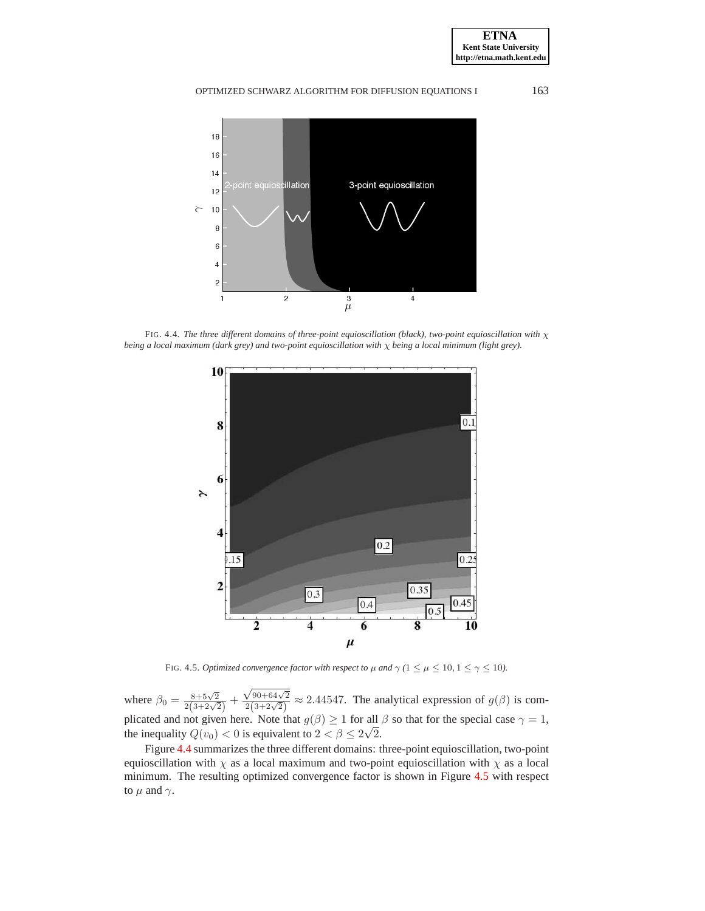2-point equioscillation

3-point equioscillation

$\gamma$

18
16
14
12
10
8
6
4
2

1 2 3 4

$\mu$

FIG. 4.4. *The three different domains of three-point equioscillation (black), two-point equioscillation with $\chi$ being a local maximum (dark grey) and two-point equioscillation with $\chi$ being a local minimum (light grey).*

10
8
6
4
2

$\gamma$

0.1
0.2
0.15
0.25
0.3
0.35
0.4
0.45
0.5

2 4 6 8 10

$\mu$

FIG. 4.5. *Optimized convergence factor with respect to $\mu$ and $\gamma$ ($1 \le \mu \le 10, 1 \le \gamma \le 10$).*

where $\beta_0 = \frac{8+5\sqrt{2}}{2(3+2\sqrt{2})} + \frac{\sqrt{90+64\sqrt{2}}}{2(3+2\sqrt{2})} \approx 2.44547$. The analytical expression of $g(\beta)$ is complicated and not given here. Note that $g(\beta) \ge 1$ for all $\beta$ so that for the special case $\gamma = 1$, the inequality $Q(v_0) < 0$ is equivalent to $2 < \beta \le 2\sqrt{2}$.

Figure 4.4 summarizes the three different domains: three-point equioscillation, two-point equioscillation with $\chi$ as a local maximum and two-point equioscillation with $\chi$ as a local minimum. The resulting optimized convergence factor is shown in Figure 4.5 with respect to $\mu$ and $\gamma$.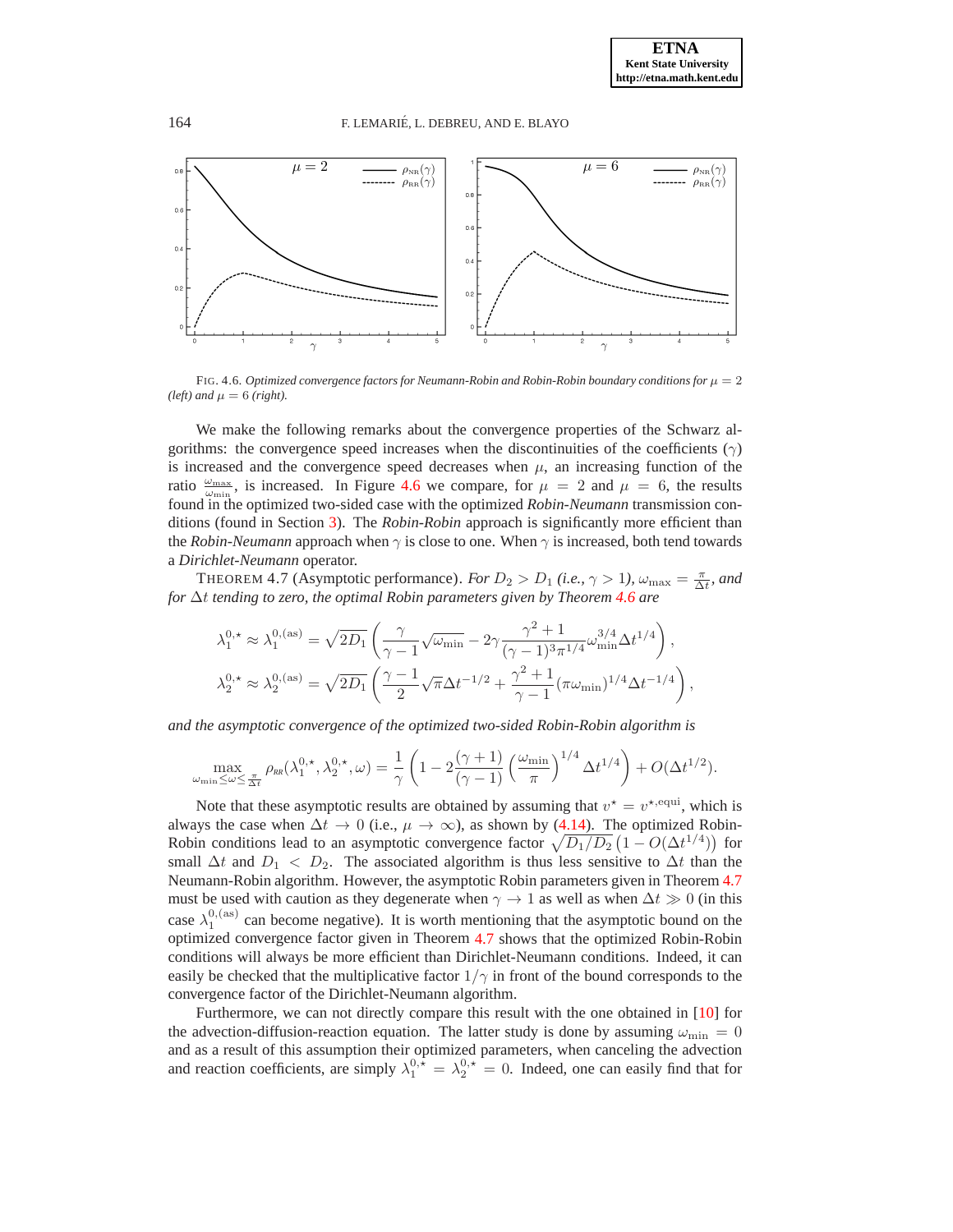$\mu = 2$

$\rho_{NR}(\gamma)$
$\rho_{RR}(\gamma)$

0.8
0.6
0.4
0.2
0

0 1 2 3 4 5
$\gamma$

$\mu = 6$

$\rho_{NR}(\gamma)$
$\rho_{RR}(\gamma)$

1
0.8
0.6
0.4
0.2
0

0 1 2 3 4 5
$\gamma$

FIG. 4.6. *Optimized convergence factors for Neumann-Robin and Robin-Robin boundary conditions for $\mu = 2$ (left) and $\mu = 6$ (right).*

We make the following remarks about the convergence properties of the Schwarz algorithms: the convergence speed increases when the discontinuities of the coefficients ($\gamma$) is increased and the convergence speed decreases when $\mu$, an increasing function of the ratio $\frac{\omega_{\max}}{\omega_{\min}}$, is increased. In Figure 4.6 we compare, for $\mu = 2$ and $\mu = 6$, the results found in the optimized two-sided case with the optimized *Robin-Neumann* transmission conditions (found in Section 3). The *Robin-Robin* approach is significantly more efficient than the *Robin-Neumann* approach when $\gamma$ is close to one. When $\gamma$ is increased, both tend towards a *Dirichlet-Neumann* operator.

THEOREM 4.7 (Asymptotic performance). *For $D_2 > D_1$ (i.e., $\gamma > 1$), $\omega_{\max} = \frac{\pi}{\Delta t}$, and for $\Delta t$ tending to zero, the optimal Robin parameters given by Theorem 4.6 are*

$$\lambda_1^{0,\star} \approx \lambda_1^{0,(\mathrm{as})} = \sqrt{2D_1}\left(\frac{\gamma}{\gamma-1}\sqrt{\omega_{\min}} - 2\gamma\frac{\gamma^2+1}{(\gamma-1)^3\pi^{1/4}}\omega_{\min}^{3/4}\Delta t^{1/4}\right),$$

$$\lambda_2^{0,\star} \approx \lambda_2^{0,(\mathrm{as})} = \sqrt{2D_1}\left(\frac{\gamma-1}{2}\sqrt{\pi}\Delta t^{-1/2} + \frac{\gamma^2+1}{\gamma-1}(\pi\omega_{\min})^{1/4}\Delta t^{-1/4}\right),$$

*and the asymptotic convergence of the optimized two-sided Robin-Robin algorithm is*

$$\max_{\omega_{\min}\leq\omega\leq\frac{\pi}{\Delta t}} \rho_{RR}(\lambda_1^{0,\star},\lambda_2^{0,\star},\omega) = \frac{1}{\gamma}\left(1 - 2\frac{(\gamma+1)}{(\gamma-1)}\left(\frac{\omega_{\min}}{\pi}\right)^{1/4}\Delta t^{1/4}\right) + O(\Delta t^{1/2}).$$

Note that these asymptotic results are obtained by assuming that $v^\star = v^{\star,\mathrm{equi}}$, which is always the case when $\Delta t \to 0$ (i.e., $\mu \to \infty$), as shown by (4.14). The optimized Robin-Robin conditions lead to an asymptotic convergence factor $\sqrt{D_1/D_2}\left(1 - O(\Delta t^{1/4})\right)$ for small $\Delta t$ and $D_1 < D_2$. The associated algorithm is thus less sensitive to $\Delta t$ than the Neumann-Robin algorithm. However, the asymptotic Robin parameters given in Theorem 4.7 must be used with caution as they degenerate when $\gamma \to 1$ as well as when $\Delta t \gg 0$ (in this case $\lambda_1^{0,(\mathrm{as})}$ can become negative). It is worth mentioning that the asymptotic bound on the optimized convergence factor given in Theorem 4.7 shows that the optimized Robin-Robin conditions will always be more efficient than Dirichlet-Neumann conditions. Indeed, it can easily be checked that the multiplicative factor $1/\gamma$ in front of the bound corresponds to the convergence factor of the Dirichlet-Neumann algorithm.

Furthermore, we can not directly compare this result with the one obtained in [10] for the advection-diffusion-reaction equation. The latter study is done by assuming $\omega_{\min} = 0$ and as a result of this assumption their optimized parameters, when canceling the advection and reaction coefficients, are simply $\lambda_1^{0,\star} = \lambda_2^{0,\star} = 0$. Indeed, one can easily find that for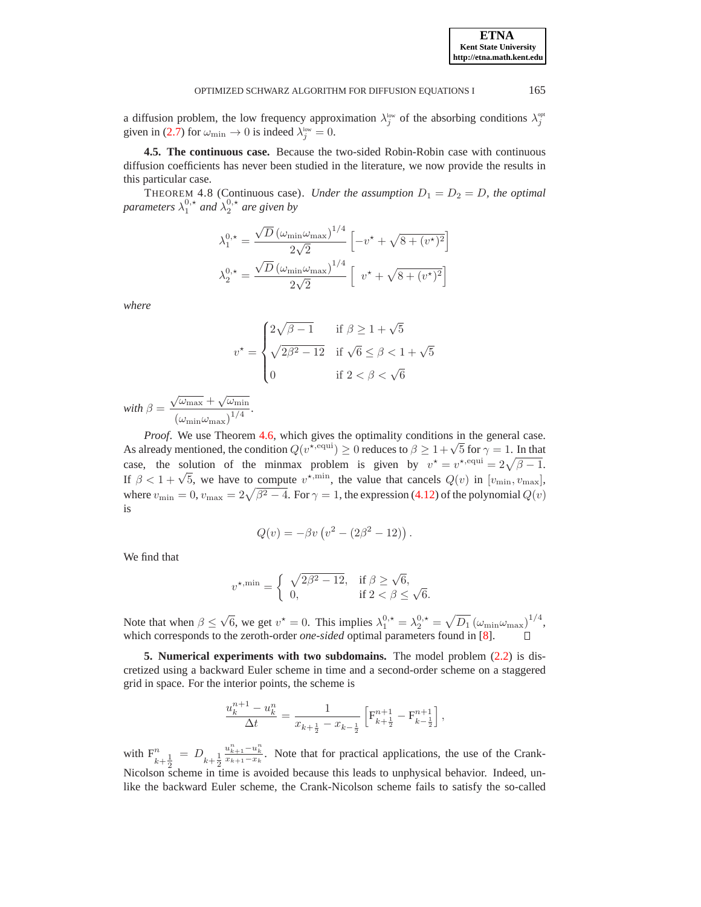a diffusion problem, the low frequency approximation $\lambda_j^{\text{low}}$ of the absorbing conditions $\lambda_j^{\text{opt}}$ given in (2.7) for $\omega_{\min} \to 0$ is indeed $\lambda_j^{\text{low}} = 0$.

**4.5. The continuous case.** Because the two-sided Robin-Robin case with continuous diffusion coefficients has never been studied in the literature, we now provide the results in this particular case.

THEOREM 4.8 (Continuous case). *Under the assumption $D_1 = D_2 = D$, the optimal parameters $\lambda_1^{0,\star}$ and $\lambda_2^{0,\star}$ are given by*

$$\lambda_1^{0,\star} = \frac{\sqrt{D}\,(\omega_{\min}\omega_{\max})^{1/4}}{2\sqrt{2}}\left[-v^\star + \sqrt{8 + (v^\star)^2}\right]$$

$$\lambda_2^{0,\star} = \frac{\sqrt{D}\,(\omega_{\min}\omega_{\max})^{1/4}}{2\sqrt{2}}\left[\;v^\star + \sqrt{8 + (v^\star)^2}\right]$$

*where*

$$v^\star = \begin{cases} 2\sqrt{\beta - 1} & \text{if } \beta \geq 1 + \sqrt{5} \\ \sqrt{2\beta^2 - 12} & \text{if } \sqrt{6} \leq \beta < 1 + \sqrt{5} \\ 0 & \text{if } 2 < \beta < \sqrt{6} \end{cases}$$

*with* $\beta = \dfrac{\sqrt{\omega_{\max}} + \sqrt{\omega_{\min}}}{(\omega_{\min}\omega_{\max})^{1/4}}$.

*Proof*. We use Theorem 4.6, which gives the optimality conditions in the general case. As already mentioned, the condition $Q(v^{\star,\text{equi}}) \geq 0$ reduces to $\beta \geq 1 + \sqrt{5}$ for $\gamma = 1$. In that case, the solution of the minmax problem is given by $v^\star = v^{\star,\text{equi}} = 2\sqrt{\beta - 1}$. If $\beta < 1 + \sqrt{5}$, we have to compute $v^{\star,\min}$, the value that cancels $Q(v)$ in $[v_{\min}, v_{\max}]$, where $v_{\min} = 0$, $v_{\max} = 2\sqrt{\beta^2 - 4}$. For $\gamma = 1$, the expression (4.12) of the polynomial $Q(v)$ is

$$Q(v) = -\beta v \left(v^2 - (2\beta^2 - 12)\right).$$

We find that

$$v^{\star,\min} = \begin{cases} \sqrt{2\beta^2 - 12}, & \text{if } \beta \geq \sqrt{6}, \\ 0, & \text{if } 2 < \beta \leq \sqrt{6}. \end{cases}$$

Note that when $\beta \leq \sqrt{6}$, we get $v^\star = 0$. This implies $\lambda_1^{0,\star} = \lambda_2^{0,\star} = \sqrt{D_1}\,(\omega_{\min}\omega_{\max})^{1/4}$, which corresponds to the zeroth-order *one-sided* optimal parameters found in [8]. □

**5. Numerical experiments with two subdomains.** The model problem (2.2) is discretized using a backward Euler scheme in time and a second-order scheme on a staggered grid in space. For the interior points, the scheme is

$$\frac{u_k^{n+1} - u_k^n}{\Delta t} = \frac{1}{x_{k+\frac{1}{2}} - x_{k-\frac{1}{2}}}\left[\mathrm{F}_{k+\frac{1}{2}}^{n+1} - \mathrm{F}_{k-\frac{1}{2}}^{n+1}\right],$$

with $\mathrm{F}_{k+\frac{1}{2}}^n = D_{k+\frac{1}{2}}\frac{u_{k+1}^n - u_k^n}{x_{k+1} - x_k}$. Note that for practical applications, the use of the Crank-Nicolson scheme in time is avoided because this leads to unphysical behavior. Indeed, unlike the backward Euler scheme, the Crank-Nicolson scheme fails to satisfy the so-called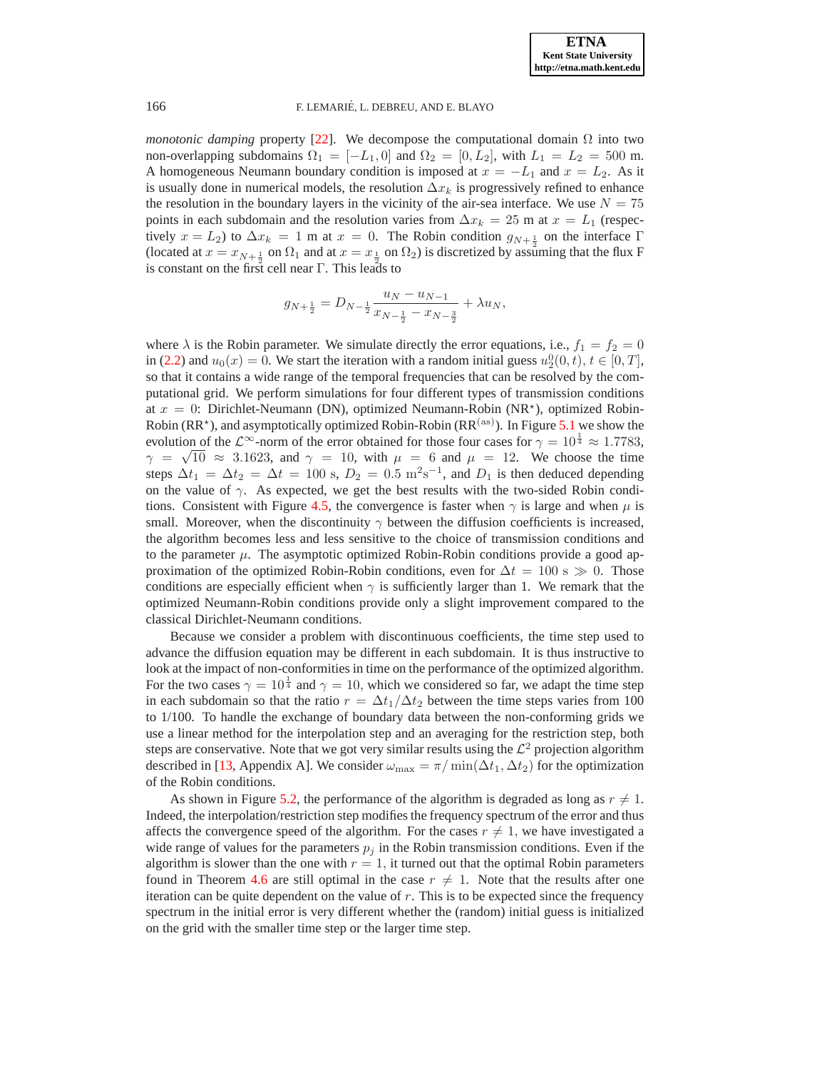*monotonic damping* property [22]. We decompose the computational domain $\Omega$ into two non-overlapping subdomains $\Omega_1 = [-L_1, 0]$ and $\Omega_2 = [0, L_2]$, with $L_1 = L_2 = 500$ m. A homogeneous Neumann boundary condition is imposed at $x = -L_1$ and $x = L_2$. As it is usually done in numerical models, the resolution $\Delta x_k$ is progressively refined to enhance the resolution in the boundary layers in the vicinity of the air-sea interface. We use $N = 75$ points in each subdomain and the resolution varies from $\Delta x_k = 25$ m at $x = L_1$ (respectively $x = L_2$) to $\Delta x_k = 1$ m at $x = 0$. The Robin condition $g_{N+\frac{1}{2}}$ on the interface $\Gamma$ (located at $x = x_{N+\frac{1}{2}}$ on $\Omega_1$ and at $x = x_{\frac{1}{2}}$ on $\Omega_2$) is discretized by assuming that the flux F is constant on the first cell near $\Gamma$. This leads to

$$g_{N+\frac{1}{2}} = D_{N-\frac{1}{2}} \frac{u_N - u_{N-1}}{x_{N-\frac{1}{2}} - x_{N-\frac{3}{2}}} + \lambda u_N,$$

where $\lambda$ is the Robin parameter. We simulate directly the error equations, i.e., $f_1 = f_2 = 0$ in (2.2) and $u_0(x) = 0$. We start the iteration with a random initial guess $u_2^0(0, t)$, $t \in [0, T]$, so that it contains a wide range of the temporal frequencies that can be resolved by the computational grid. We perform simulations for four different types of transmission conditions at $x = 0$: Dirichlet-Neumann (DN), optimized Neumann-Robin (NR$^\star$), optimized Robin-Robin (RR$^\star$), and asymptotically optimized Robin-Robin (RR$^{(\mathrm{as})}$). In Figure 5.1 we show the evolution of the $\mathcal{L}^\infty$-norm of the error obtained for those four cases for $\gamma = 10^{\frac{1}{4}} \approx 1.7783$, $\gamma = \sqrt{10} \approx 3.1623$, and $\gamma = 10$, with $\mu = 6$ and $\mu = 12$. We choose the time steps $\Delta t_1 = \Delta t_2 = \Delta t = 100$ s, $D_2 = 0.5$ m$^2$s$^{-1}$, and $D_1$ is then deduced depending on the value of $\gamma$. As expected, we get the best results with the two-sided Robin conditions. Consistent with Figure 4.5, the convergence is faster when $\gamma$ is large and when $\mu$ is small. Moreover, when the discontinuity $\gamma$ between the diffusion coefficients is increased, the algorithm becomes less and less sensitive to the choice of transmission conditions and to the parameter $\mu$. The asymptotic optimized Robin-Robin conditions provide a good approximation of the optimized Robin-Robin conditions, even for $\Delta t = 100$ s $\gg 0$. Those conditions are especially efficient when $\gamma$ is sufficiently larger than 1. We remark that the optimized Neumann-Robin conditions provide only a slight improvement compared to the classical Dirichlet-Neumann conditions.

Because we consider a problem with discontinuous coefficients, the time step used to advance the diffusion equation may be different in each subdomain. It is thus instructive to look at the impact of non-conformities in time on the performance of the optimized algorithm. For the two cases $\gamma = 10^{\frac{1}{4}}$ and $\gamma = 10$, which we considered so far, we adapt the time step in each subdomain so that the ratio $r = \Delta t_1/\Delta t_2$ between the time steps varies from 100 to 1/100. To handle the exchange of boundary data between the non-conforming grids we use a linear method for the interpolation step and an averaging for the restriction step, both steps are conservative. Note that we got very similar results using the $\mathcal{L}^2$ projection algorithm described in [13, Appendix A]. We consider $\omega_{\max} = \pi/\min(\Delta t_1, \Delta t_2)$ for the optimization of the Robin conditions.

As shown in Figure 5.2, the performance of the algorithm is degraded as long as $r \neq 1$. Indeed, the interpolation/restriction step modifies the frequency spectrum of the error and thus affects the convergence speed of the algorithm. For the cases $r \neq 1$, we have investigated a wide range of values for the parameters $p_j$ in the Robin transmission conditions. Even if the algorithm is slower than the one with $r = 1$, it turned out that the optimal Robin parameters found in Theorem 4.6 are still optimal in the case $r \neq 1$. Note that the results after one iteration can be quite dependent on the value of $r$. This is to be expected since the frequency spectrum in the initial error is very different whether the (random) initial guess is initialized on the grid with the smaller time step or the larger time step.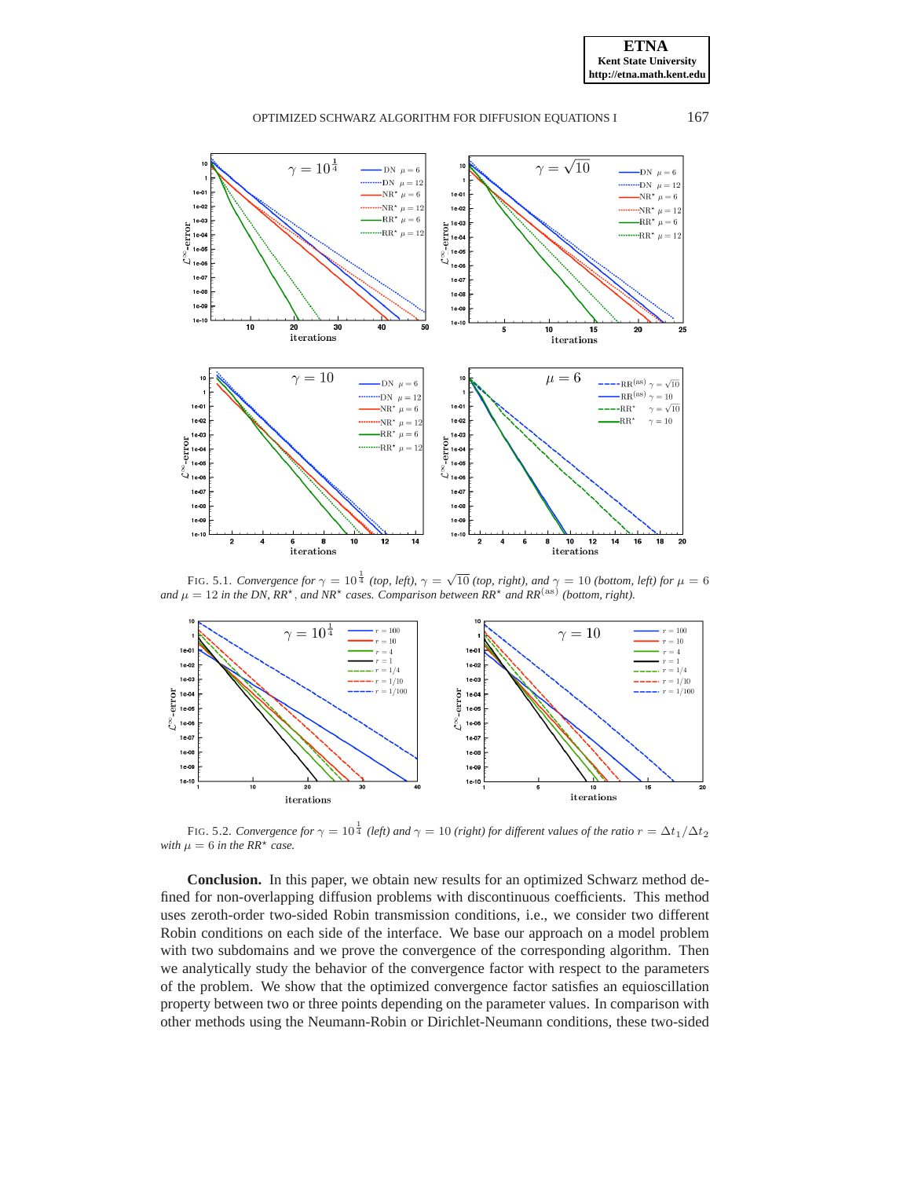γ = $10^{\frac{1}{4}}$

DN $\mu = 6$
DN $\mu = 12$
NR* $\mu = 6$
NR* $\mu = 12$
RR* $\mu = 6$
RR* $\mu = 12$

$\mathcal{L}^\infty$-error

iterations

γ = $\sqrt{10}$

DN $\mu = 6$
DN $\mu = 12$
NR* $\mu = 6$
NR* $\mu = 12$
RR* $\mu = 6$
RR* $\mu = 12$

$\mathcal{L}^\infty$-error

iterations

γ = 10

DN $\mu = 6$
DN $\mu = 12$
NR* $\mu = 6$
NR* $\mu = 12$
RR* $\mu = 6$
RR* $\mu = 12$

$\mathcal{L}^\infty$-error

iterations

$\mu = 6$

RR$^{(as)}$ $\gamma = \sqrt{10}$
RR$^{(as)}$ $\gamma = 10$
RR* $\gamma = \sqrt{10}$
RR* $\gamma = 10$

$\mathcal{L}^\infty$-error

iterations

FIG. 5.1. *Convergence for $\gamma = 10^{\frac{1}{4}}$ (top, left), $\gamma = \sqrt{10}$ (top, right), and $\gamma = 10$ (bottom, left) for $\mu = 6$ and $\mu = 12$ in the DN, RR*, and NR* cases. Comparison between RR* and RR$^{(as)}$ (bottom, right).*

γ = $10^{\frac{1}{4}}$

$r = 100$
$r = 10$
$r = 4$
$r = 1$
$r = 1/4$
$r = 1/10$
$r = 1/100$

$\mathcal{L}^\infty$-error

iterations

γ = 10

$r = 100$
$r = 10$
$r = 4$
$r = 1$
$r = 1/4$
$r = 1/10$
$r = 1/100$

$\mathcal{L}^\infty$-error

iterations

FIG. 5.2. *Convergence for $\gamma = 10^{\frac{1}{4}}$ (left) and $\gamma = 10$ (right) for different values of the ratio $r = \Delta t_1/\Delta t_2$ with $\mu = 6$ in the RR* case.*

**Conclusion.** In this paper, we obtain new results for an optimized Schwarz method defined for non-overlapping diffusion problems with discontinuous coefficients. This method uses zeroth-order two-sided Robin transmission conditions, i.e., we consider two different Robin conditions on each side of the interface. We base our approach on a model problem with two subdomains and we prove the convergence of the corresponding algorithm. Then we analytically study the behavior of the convergence factor with respect to the parameters of the problem. We show that the optimized convergence factor satisfies an equioscillation property between two or three points depending on the parameter values. In comparison with other methods using the Neumann-Robin or Dirichlet-Neumann conditions, these two-sided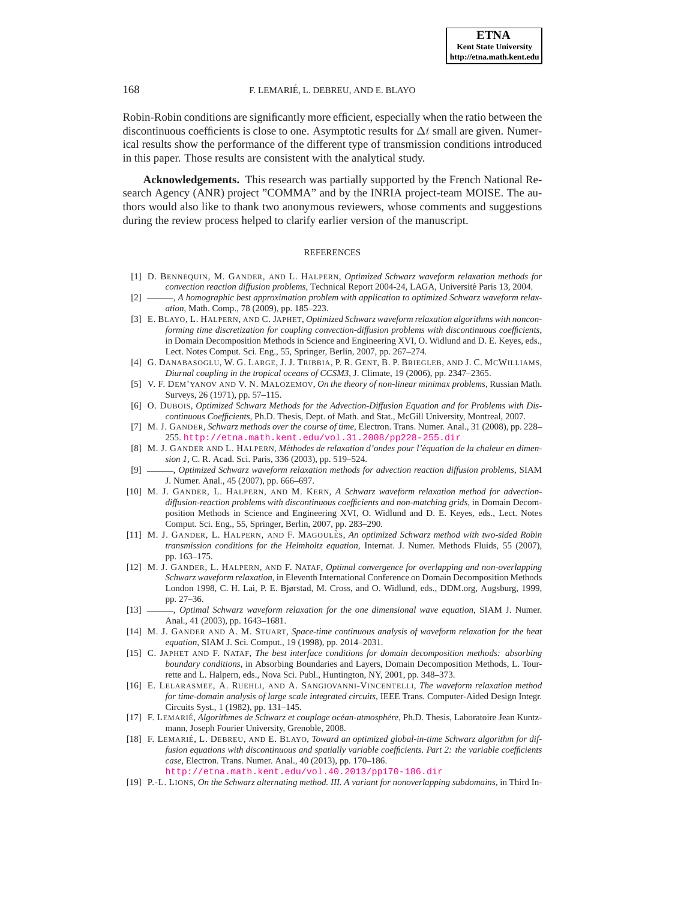Robin-Robin conditions are significantly more efficient, especially when the ratio between the discontinuous coefficients is close to one. Asymptotic results for $\Delta t$ small are given. Numerical results show the performance of the different type of transmission conditions introduced in this paper. Those results are consistent with the analytical study.

**Acknowledgements.** This research was partially supported by the French National Research Agency (ANR) project "COMMA" and by the INRIA project-team MOISE. The authors would also like to thank two anonymous reviewers, whose comments and suggestions during the review process helped to clarify earlier version of the manuscript.

## REFERENCES

[1] D. BENNEQUIN, M. GANDER, AND L. HALPERN, *Optimized Schwarz waveform relaxation methods for convection reaction diffusion problems*, Technical Report 2004-24, LAGA, Université Paris 13, 2004.

[2] ———, *A homographic best approximation problem with application to optimized Schwarz waveform relaxation*, Math. Comp., 78 (2009), pp. 185–223.

[3] E. BLAYO, L. HALPERN, AND C. JAPHET, *Optimized Schwarz waveform relaxation algorithms with nonconforming time discretization for coupling convection-diffusion problems with discontinuous coefficients*, in Domain Decomposition Methods in Science and Engineering XVI, O. Widlund and D. E. Keyes, eds., Lect. Notes Comput. Sci. Eng., 55, Springer, Berlin, 2007, pp. 267–274.

[4] G. DANABASOGLU, W. G. LARGE, J. J. TRIBBIA, P. R. GENT, B. P. BRIEGLEB, AND J. C. MCWILLIAMS, *Diurnal coupling in the tropical oceans of CCSM3*, J. Climate, 19 (2006), pp. 2347–2365.

[5] V. F. DEM'YANOV AND V. N. MALOZEMOV, *On the theory of non-linear minimax problems*, Russian Math. Surveys, 26 (1971), pp. 57–115.

[6] O. DUBOIS, *Optimized Schwarz Methods for the Advection-Diffusion Equation and for Problems with Discontinuous Coefficients*, Ph.D. Thesis, Dept. of Math. and Stat., McGill University, Montreal, 2007.

[7] M. J. GANDER, *Schwarz methods over the course of time*, Electron. Trans. Numer. Anal., 31 (2008), pp. 228–255. http://etna.math.kent.edu/vol.31.2008/pp228-255.dir

[8] M. J. GANDER AND L. HALPERN, *Méthodes de relaxation d'ondes pour l'équation de la chaleur en dimension 1*, C. R. Acad. Sci. Paris, 336 (2003), pp. 519–524.

[9] ———, *Optimized Schwarz waveform relaxation methods for advection reaction diffusion problems*, SIAM J. Numer. Anal., 45 (2007), pp. 666–697.

[10] M. J. GANDER, L. HALPERN, AND M. KERN, *A Schwarz waveform relaxation method for advection-diffusion-reaction problems with discontinuous coefficients and non-matching grids*, in Domain Decomposition Methods in Science and Engineering XVI, O. Widlund and D. E. Keyes, eds., Lect. Notes Comput. Sci. Eng., 55, Springer, Berlin, 2007, pp. 283–290.

[11] M. J. GANDER, L. HALPERN, AND F. MAGOULÈS, *An optimized Schwarz method with two-sided Robin transmission conditions for the Helmholtz equation*, Internat. J. Numer. Methods Fluids, 55 (2007), pp. 163–175.

[12] M. J. GANDER, L. HALPERN, AND F. NATAF, *Optimal convergence for overlapping and non-overlapping Schwarz waveform relaxation*, in Eleventh International Conference on Domain Decomposition Methods London 1998, C. H. Lai, P. E. Bjørstad, M. Cross, and O. Widlund, eds., DDM.org, Augsburg, 1999, pp. 27–36.

[13] ———, *Optimal Schwarz waveform relaxation for the one dimensional wave equation*, SIAM J. Numer. Anal., 41 (2003), pp. 1643–1681.

[14] M. J. GANDER AND A. M. STUART, *Space-time continuous analysis of waveform relaxation for the heat equation*, SIAM J. Sci. Comput., 19 (1998), pp. 2014–2031.

[15] C. JAPHET AND F. NATAF, *The best interface conditions for domain decomposition methods: absorbing boundary conditions*, in Absorbing Boundaries and Layers, Domain Decomposition Methods, L. Tourrette and L. Halpern, eds., Nova Sci. Publ., Huntington, NY, 2001, pp. 348–373.

[16] E. LELARASMEE, A. RUEHLI, AND A. SANGIOVANNI-VINCENTELLI, *The waveform relaxation method for time-domain analysis of large scale integrated circuits*, IEEE Trans. Computer-Aided Design Integr. Circuits Syst., 1 (1982), pp. 131–145.

[17] F. LEMARIÉ, *Algorithmes de Schwarz et couplage océan-atmosphére*, Ph.D. Thesis, Laboratoire Jean Kuntzmann, Joseph Fourier University, Grenoble, 2008.

[18] F. LEMARIÉ, L. DEBREU, AND E. BLAYO, *Toward an optimized global-in-time Schwarz algorithm for diffusion equations with discontinuous and spatially variable coefficients. Part 2: the variable coefficients case*, Electron. Trans. Numer. Anal., 40 (2013), pp. 170–186. http://etna.math.kent.edu/vol.40.2013/pp170-186.dir

[19] P.-L. LIONS, *On the Schwarz alternating method. III. A variant for nonoverlapping subdomains*, in Third In-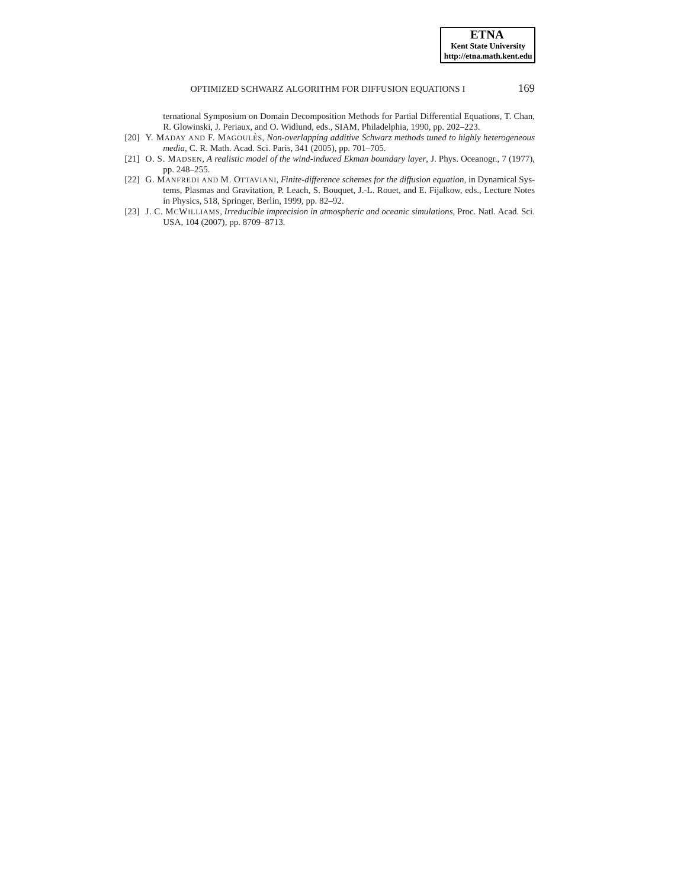ternational Symposium on Domain Decomposition Methods for Partial Differential Equations, T. Chan, R. Glowinski, J. Periaux, and O. Widlund, eds., SIAM, Philadelphia, 1990, pp. 202–223.

[20] Y. MADAY AND F. MAGOULÈS, *Non-overlapping additive Schwarz methods tuned to highly heterogeneous media*, C. R. Math. Acad. Sci. Paris, 341 (2005), pp. 701–705.

[21] O. S. MADSEN, *A realistic model of the wind-induced Ekman boundary layer*, J. Phys. Oceanogr., 7 (1977), pp. 248–255.

[22] G. MANFREDI AND M. OTTAVIANI, *Finite-difference schemes for the diffusion equation*, in Dynamical Systems, Plasmas and Gravitation, P. Leach, S. Bouquet, J.-L. Rouet, and E. Fijalkow, eds., Lecture Notes in Physics, 518, Springer, Berlin, 1999, pp. 82–92.

[23] J. C. MCWILLIAMS, *Irreducible imprecision in atmospheric and oceanic simulations*, Proc. Natl. Acad. Sci. USA, 104 (2007), pp. 8709–8713.